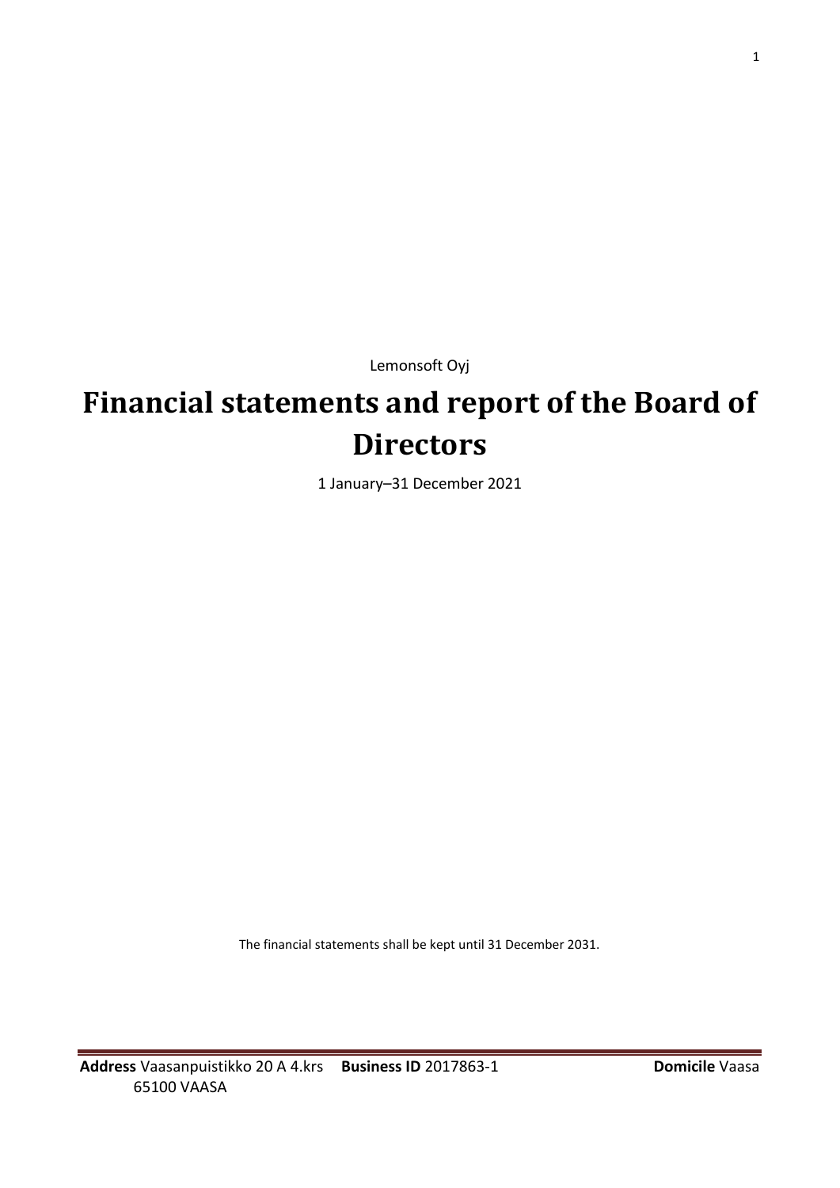Lemonsoft Oyj

# Financial statements and report of the Board of Directors

1 January–31 December 2021

The financial statements shall be kept until 31 December 2031.

**Address** Vaasanpuistikko 20 A 4.krs 65100 VAASA **Business ID** 2017863-1 **Domicile** Vaasa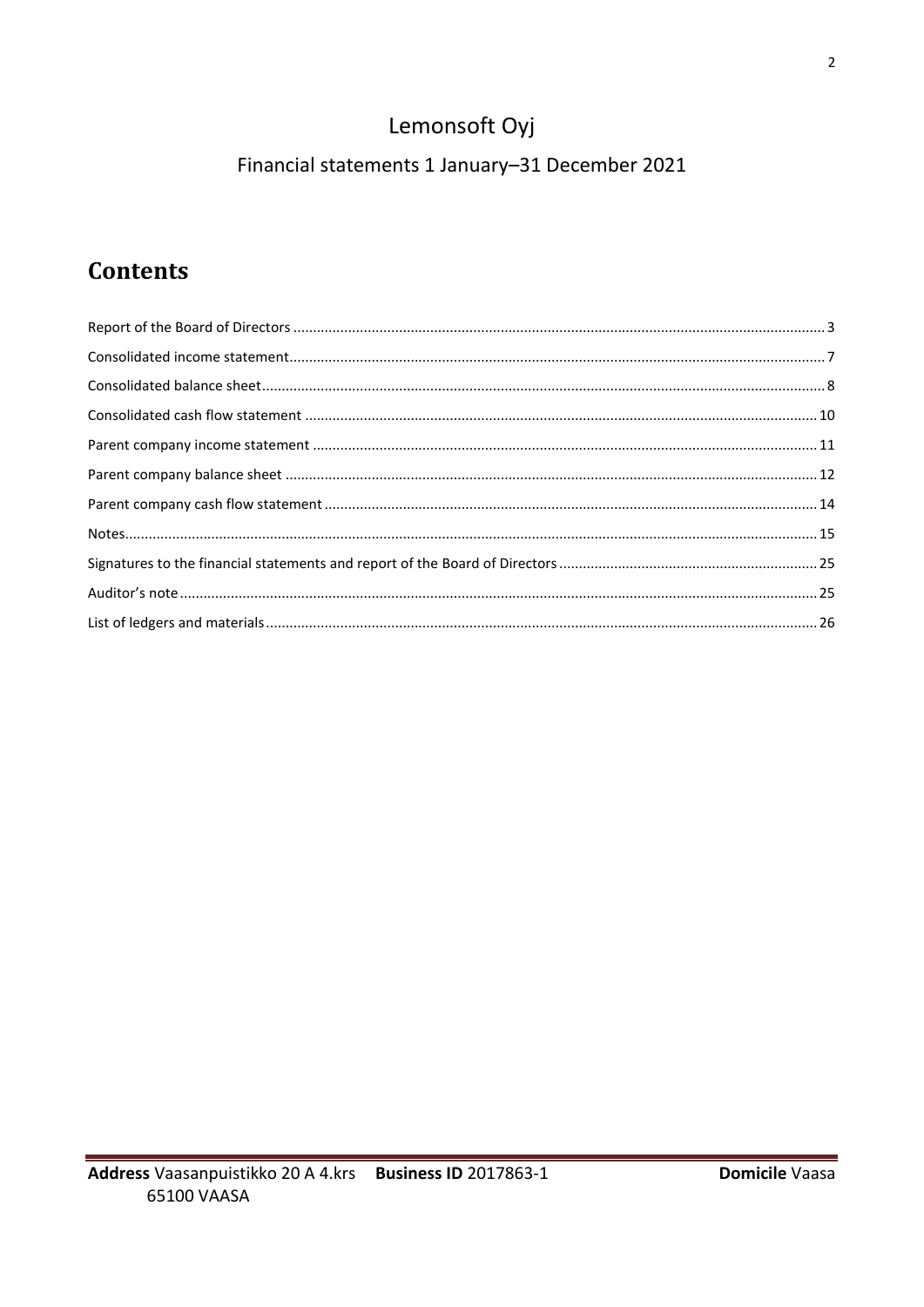# Lemonsoft Oyj

## Financial statements 1 January–31 December 2021

## Contents

| | |
|---|---|
| Report of the Board of Directors | 3 |
| Consolidated income statement | 7 |
| Consolidated balance sheet | 8 |
| Consolidated cash flow statement | 10 |
| Parent company income statement | 11 |
| Parent company balance sheet | 12 |
| Parent company cash flow statement | 14 |
| Notes | 15 |
| Signatures to the financial statements and report of the Board of Directors | 25 |
| Auditor's note | 25 |
| List of ledgers and materials | 26 |

**Address** Vaasanpuistikko 20 A 4.krs 65100 VAASA **Business ID** 2017863-1 **Domicile** Vaasa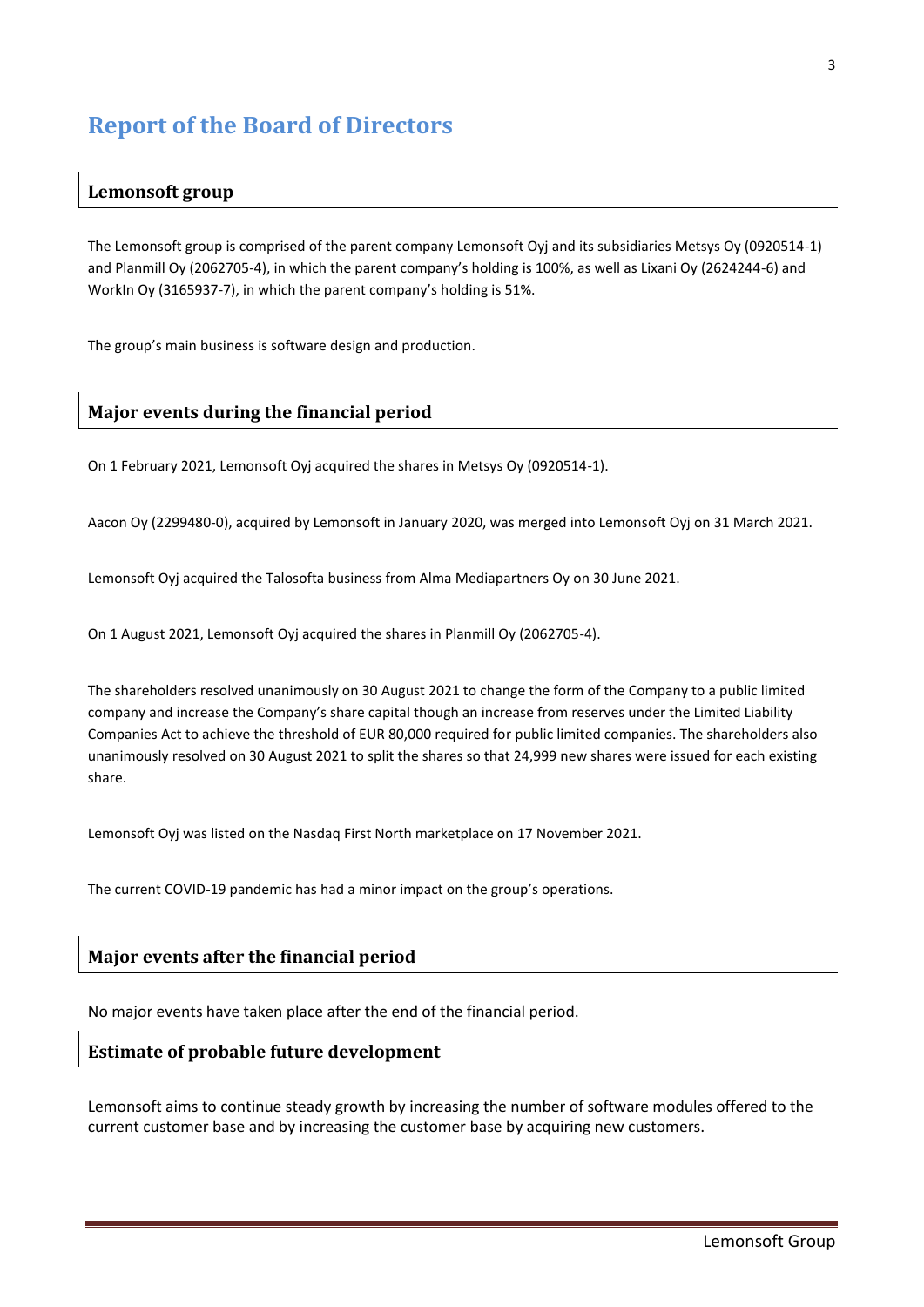# Report of the Board of Directors

## Lemonsoft group

The Lemonsoft group is comprised of the parent company Lemonsoft Oyj and its subsidiaries Metsys Oy (0920514-1) and Planmill Oy (2062705-4), in which the parent company's holding is 100%, as well as Lixani Oy (2624244-6) and WorkIn Oy (3165937-7), in which the parent company's holding is 51%.

The group's main business is software design and production.

## Major events during the financial period

On 1 February 2021, Lemonsoft Oyj acquired the shares in Metsys Oy (0920514-1).

Aacon Oy (2299480-0), acquired by Lemonsoft in January 2020, was merged into Lemonsoft Oyj on 31 March 2021.

Lemonsoft Oyj acquired the Talosofta business from Alma Mediapartners Oy on 30 June 2021.

On 1 August 2021, Lemonsoft Oyj acquired the shares in Planmill Oy (2062705-4).

The shareholders resolved unanimously on 30 August 2021 to change the form of the Company to a public limited company and increase the Company's share capital though an increase from reserves under the Limited Liability Companies Act to achieve the threshold of EUR 80,000 required for public limited companies. The shareholders also unanimously resolved on 30 August 2021 to split the shares so that 24,999 new shares were issued for each existing share.

Lemonsoft Oyj was listed on the Nasdaq First North marketplace on 17 November 2021.

The current COVID-19 pandemic has had a minor impact on the group's operations.

## Major events after the financial period

No major events have taken place after the end of the financial period.

## Estimate of probable future development

Lemonsoft aims to continue steady growth by increasing the number of software modules offered to the current customer base and by increasing the customer base by acquiring new customers.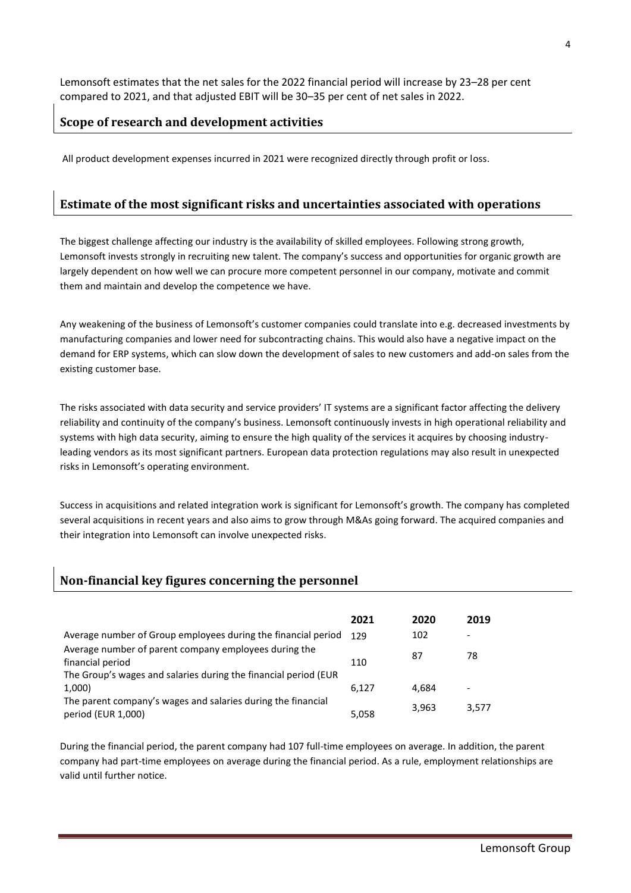Lemonsoft estimates that the net sales for the 2022 financial period will increase by 23–28 per cent compared to 2021, and that adjusted EBIT will be 30–35 per cent of net sales in 2022.

## Scope of research and development activities

All product development expenses incurred in 2021 were recognized directly through profit or loss.

## Estimate of the most significant risks and uncertainties associated with operations

The biggest challenge affecting our industry is the availability of skilled employees. Following strong growth, Lemonsoft invests strongly in recruiting new talent. The company's success and opportunities for organic growth are largely dependent on how well we can procure more competent personnel in our company, motivate and commit them and maintain and develop the competence we have.

Any weakening of the business of Lemonsoft's customer companies could translate into e.g. decreased investments by manufacturing companies and lower need for subcontracting chains. This would also have a negative impact on the demand for ERP systems, which can slow down the development of sales to new customers and add-on sales from the existing customer base.

The risks associated with data security and service providers' IT systems are a significant factor affecting the delivery reliability and continuity of the company's business. Lemonsoft continuously invests in high operational reliability and systems with high data security, aiming to ensure the high quality of the services it acquires by choosing industry-leading vendors as its most significant partners. European data protection regulations may also result in unexpected risks in Lemonsoft's operating environment.

Success in acquisitions and related integration work is significant for Lemonsoft's growth. The company has completed several acquisitions in recent years and also aims to grow through M&As going forward. The acquired companies and their integration into Lemonsoft can involve unexpected risks.

## Non-financial key figures concerning the personnel

| | 2021 | 2020 | 2019 |
|---|---|---|---|
| Average number of Group employees during the financial period | 129 | 102 | - |
| Average number of parent company employees during the financial period | 110 | 87 | 78 |
| The Group's wages and salaries during the financial period (EUR 1,000) | 6,127 | 4,684 | - |
| The parent company's wages and salaries during the financial period (EUR 1,000) | 5,058 | 3,963 | 3,577 |

During the financial period, the parent company had 107 full-time employees on average. In addition, the parent company had part-time employees on average during the financial period. As a rule, employment relationships are valid until further notice.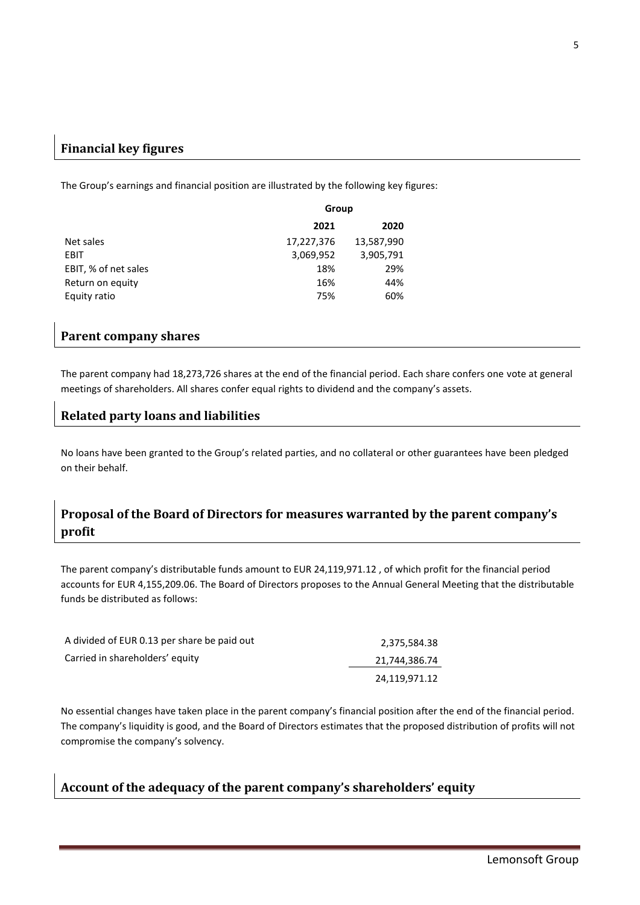## Financial key figures

The Group's earnings and financial position are illustrated by the following key figures:

| | Group | |
|---|---|---|
| | **2021** | **2020** |
| Net sales | 17,227,376 | 13,587,990 |
| EBIT | 3,069,952 | 3,905,791 |
| EBIT, % of net sales | 18% | 29% |
| Return on equity | 16% | 44% |
| Equity ratio | 75% | 60% |

## Parent company shares

The parent company had 18,273,726 shares at the end of the financial period. Each share confers one vote at general meetings of shareholders. All shares confer equal rights to dividend and the company's assets.

## Related party loans and liabilities

No loans have been granted to the Group's related parties, and no collateral or other guarantees have been pledged on their behalf.

## Proposal of the Board of Directors for measures warranted by the parent company's profit

The parent company's distributable funds amount to EUR 24,119,971.12 , of which profit for the financial period accounts for EUR 4,155,209.06. The Board of Directors proposes to the Annual General Meeting that the distributable funds be distributed as follows:

| | |
|---|---|
| A divided of EUR 0.13 per share be paid out | 2,375,584.38 |
| Carried in shareholders' equity | 21,744,386.74 |
| | 24,119,971.12 |

No essential changes have taken place in the parent company's financial position after the end of the financial period. The company's liquidity is good, and the Board of Directors estimates that the proposed distribution of profits will not compromise the company's solvency.

## Account of the adequacy of the parent company's shareholders' equity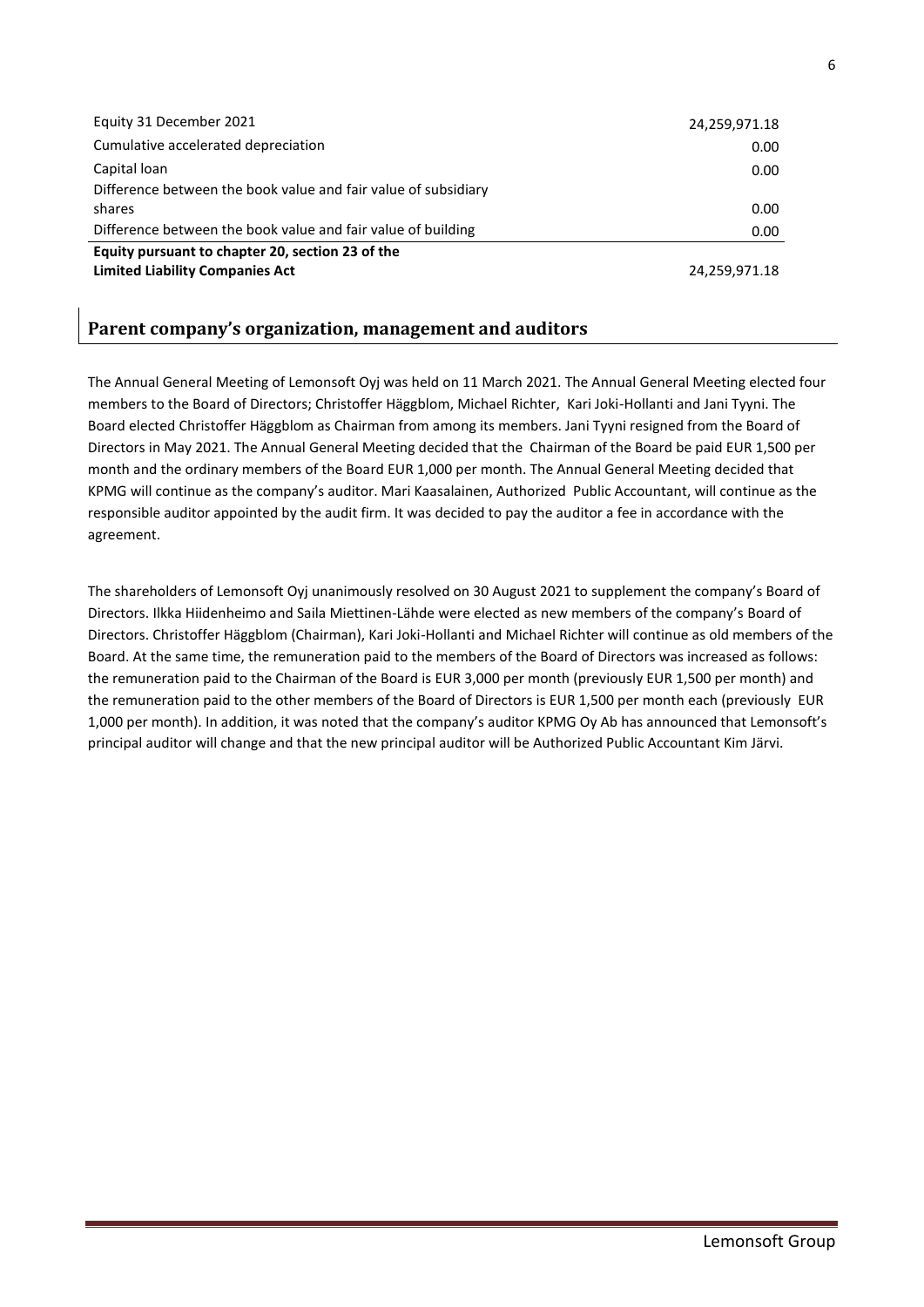| | |
|---|---|
| Equity 31 December 2021 | 24,259,971.18 |
| Cumulative accelerated depreciation | 0.00 |
| Capital loan | 0.00 |
| Difference between the book value and fair value of subsidiary shares | 0.00 |
| Difference between the book value and fair value of building | 0.00 |
| **Equity pursuant to chapter 20, section 23 of the Limited Liability Companies Act** | 24,259,971.18 |

## Parent company's organization, management and auditors

The Annual General Meeting of Lemonsoft Oyj was held on 11 March 2021. The Annual General Meeting elected four members to the Board of Directors; Christoffer Häggblom, Michael Richter, Kari Joki-Hollanti and Jani Tyyni. The Board elected Christoffer Häggblom as Chairman from among its members. Jani Tyyni resigned from the Board of Directors in May 2021. The Annual General Meeting decided that the Chairman of the Board be paid EUR 1,500 per month and the ordinary members of the Board EUR 1,000 per month. The Annual General Meeting decided that KPMG will continue as the company's auditor. Mari Kaasalainen, Authorized Public Accountant, will continue as the responsible auditor appointed by the audit firm. It was decided to pay the auditor a fee in accordance with the agreement.

The shareholders of Lemonsoft Oyj unanimously resolved on 30 August 2021 to supplement the company's Board of Directors. Ilkka Hiidenheimo and Saila Miettinen-Lähde were elected as new members of the company's Board of Directors. Christoffer Häggblom (Chairman), Kari Joki-Hollanti and Michael Richter will continue as old members of the Board. At the same time, the remuneration paid to the members of the Board of Directors was increased as follows: the remuneration paid to the Chairman of the Board is EUR 3,000 per month (previously EUR 1,500 per month) and the remuneration paid to the other members of the Board of Directors is EUR 1,500 per month each (previously EUR 1,000 per month). In addition, it was noted that the company's auditor KPMG Oy Ab has announced that Lemonsoft's principal auditor will change and that the new principal auditor will be Authorized Public Accountant Kim Järvi.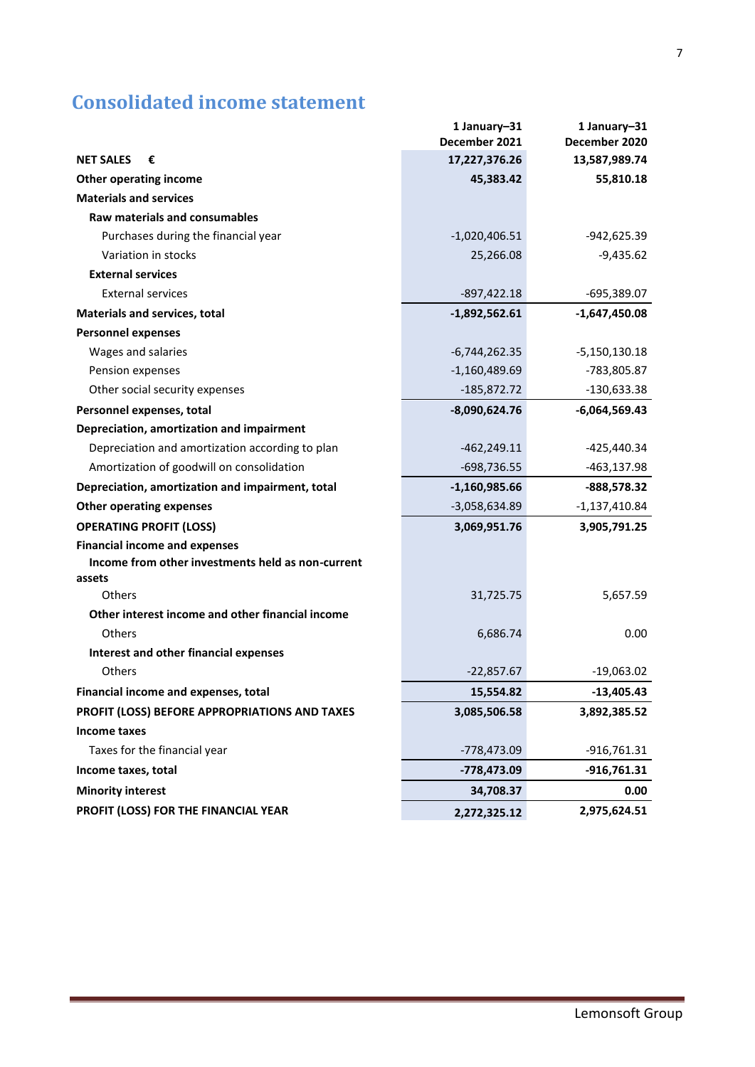# Consolidated income statement

| | 1 January–31 December 2021 | 1 January–31 December 2020 |
|---|---|---|
| **NET SALES €** | **17,227,376.26** | **13,587,989.74** |
| **Other operating income** | **45,383.42** | **55,810.18** |
| **Materials and services** | | |
| **Raw materials and consumables** | | |
| Purchases during the financial year | -1,020,406.51 | -942,625.39 |
| Variation in stocks | 25,266.08 | -9,435.62 |
| **External services** | | |
| External services | -897,422.18 | -695,389.07 |
| **Materials and services, total** | **-1,892,562.61** | **-1,647,450.08** |
| **Personnel expenses** | | |
| Wages and salaries | -6,744,262.35 | -5,150,130.18 |
| Pension expenses | -1,160,489.69 | -783,805.87 |
| Other social security expenses | -185,872.72 | -130,633.38 |
| **Personnel expenses, total** | **-8,090,624.76** | **-6,064,569.43** |
| **Depreciation, amortization and impairment** | | |
| Depreciation and amortization according to plan | -462,249.11 | -425,440.34 |
| Amortization of goodwill on consolidation | -698,736.55 | -463,137.98 |
| **Depreciation, amortization and impairment, total** | **-1,160,985.66** | **-888,578.32** |
| **Other operating expenses** | -3,058,634.89 | -1,137,410.84 |
| **OPERATING PROFIT (LOSS)** | **3,069,951.76** | **3,905,791.25** |
| **Financial income and expenses** | | |
| **Income from other investments held as non-current assets** | | |
| Others | 31,725.75 | 5,657.59 |
| **Other interest income and other financial income** | | |
| Others | 6,686.74 | 0.00 |
| **Interest and other financial expenses** | | |
| Others | -22,857.67 | -19,063.02 |
| **Financial income and expenses, total** | **15,554.82** | **-13,405.43** |
| **PROFIT (LOSS) BEFORE APPROPRIATIONS AND TAXES** | **3,085,506.58** | **3,892,385.52** |
| **Income taxes** | | |
| Taxes for the financial year | -778,473.09 | -916,761.31 |
| **Income taxes, total** | **-778,473.09** | **-916,761.31** |
| **Minority interest** | **34,708.37** | **0.00** |
| **PROFIT (LOSS) FOR THE FINANCIAL YEAR** | **2,272,325.12** | **2,975,624.51** |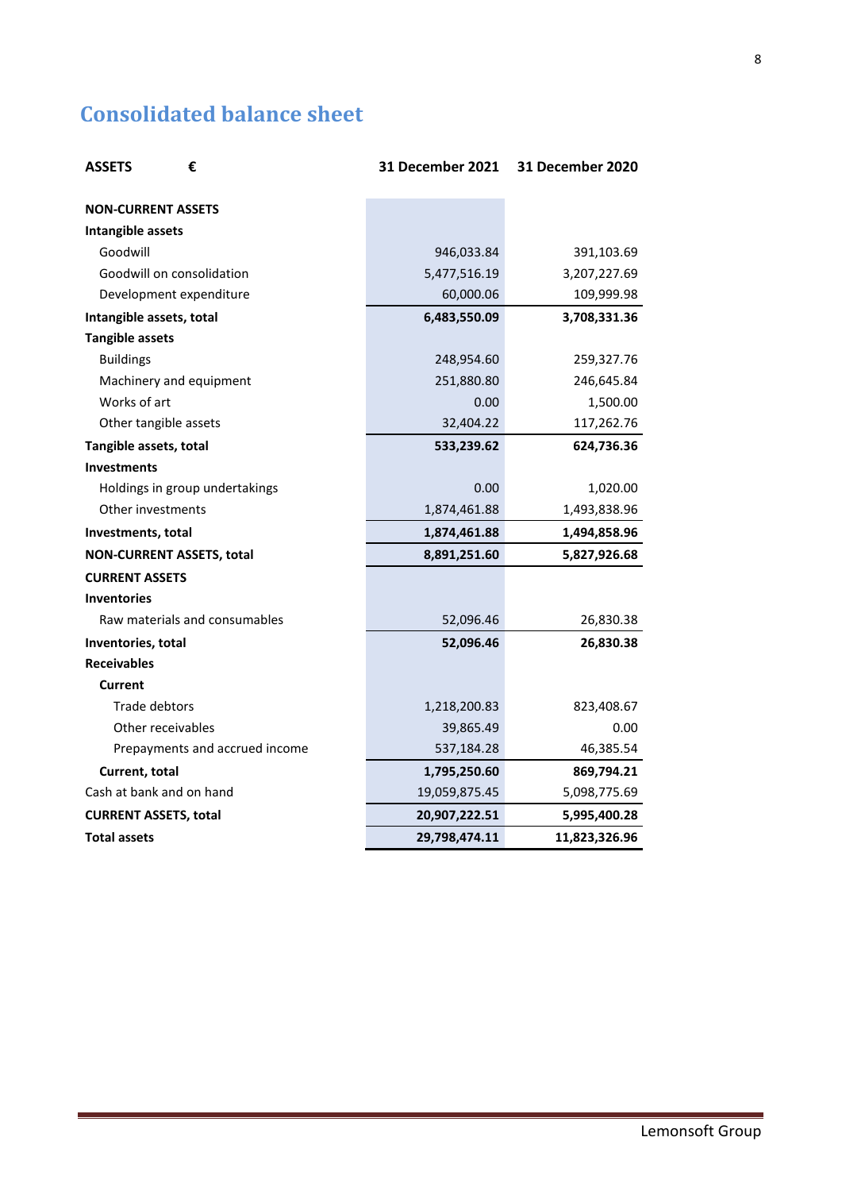# Consolidated balance sheet

| ASSETS € | 31 December 2021 | 31 December 2020 |
|---|---|---|
| **NON-CURRENT ASSETS** | | |
| **Intangible assets** | | |
| Goodwill | 946,033.84 | 391,103.69 |
| Goodwill on consolidation | 5,477,516.19 | 3,207,227.69 |
| Development expenditure | 60,000.06 | 109,999.98 |
| **Intangible assets, total** | **6,483,550.09** | **3,708,331.36** |
| **Tangible assets** | | |
| Buildings | 248,954.60 | 259,327.76 |
| Machinery and equipment | 251,880.80 | 246,645.84 |
| Works of art | 0.00 | 1,500.00 |
| Other tangible assets | 32,404.22 | 117,262.76 |
| **Tangible assets, total** | **533,239.62** | **624,736.36** |
| **Investments** | | |
| Holdings in group undertakings | 0.00 | 1,020.00 |
| Other investments | 1,874,461.88 | 1,493,838.96 |
| **Investments, total** | **1,874,461.88** | **1,494,858.96** |
| **NON-CURRENT ASSETS, total** | **8,891,251.60** | **5,827,926.68** |
| **CURRENT ASSETS** | | |
| **Inventories** | | |
| Raw materials and consumables | 52,096.46 | 26,830.38 |
| **Inventories, total** | **52,096.46** | **26,830.38** |
| **Receivables** | | |
| **Current** | | |
| Trade debtors | 1,218,200.83 | 823,408.67 |
| Other receivables | 39,865.49 | 0.00 |
| Prepayments and accrued income | 537,184.28 | 46,385.54 |
| **Current, total** | **1,795,250.60** | **869,794.21** |
| Cash at bank and on hand | 19,059,875.45 | 5,098,775.69 |
| **CURRENT ASSETS, total** | **20,907,222.51** | **5,995,400.28** |
| **Total assets** | **29,798,474.11** | **11,823,326.96** |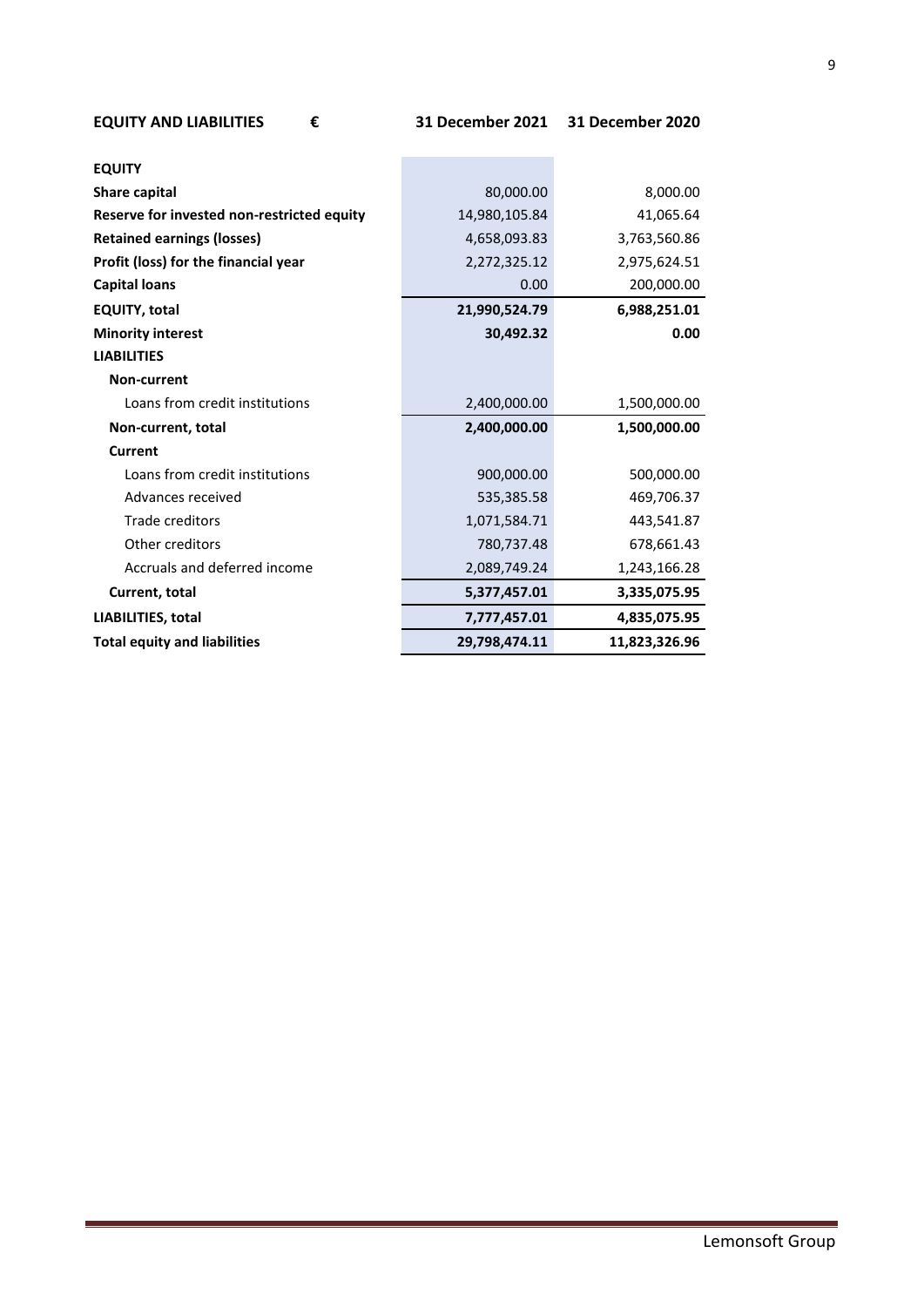| EQUITY AND LIABILITIES € | 31 December 2021 | 31 December 2020 |
|---|---|---|
| **EQUITY** | | |
| **Share capital** | 80,000.00 | 8,000.00 |
| **Reserve for invested non-restricted equity** | 14,980,105.84 | 41,065.64 |
| **Retained earnings (losses)** | 4,658,093.83 | 3,763,560.86 |
| **Profit (loss) for the financial year** | 2,272,325.12 | 2,975,624.51 |
| **Capital loans** | 0.00 | 200,000.00 |
| **EQUITY, total** | **21,990,524.79** | **6,988,251.01** |
| **Minority interest** | **30,492.32** | **0.00** |
| **LIABILITIES** | | |
| **Non-current** | | |
| Loans from credit institutions | 2,400,000.00 | 1,500,000.00 |
| **Non-current, total** | **2,400,000.00** | **1,500,000.00** |
| **Current** | | |
| Loans from credit institutions | 900,000.00 | 500,000.00 |
| Advances received | 535,385.58 | 469,706.37 |
| Trade creditors | 1,071,584.71 | 443,541.87 |
| Other creditors | 780,737.48 | 678,661.43 |
| Accruals and deferred income | 2,089,749.24 | 1,243,166.28 |
| **Current, total** | **5,377,457.01** | **3,335,075.95** |
| **LIABILITIES, total** | **7,777,457.01** | **4,835,075.95** |
| **Total equity and liabilities** | **29,798,474.11** | **11,823,326.96** |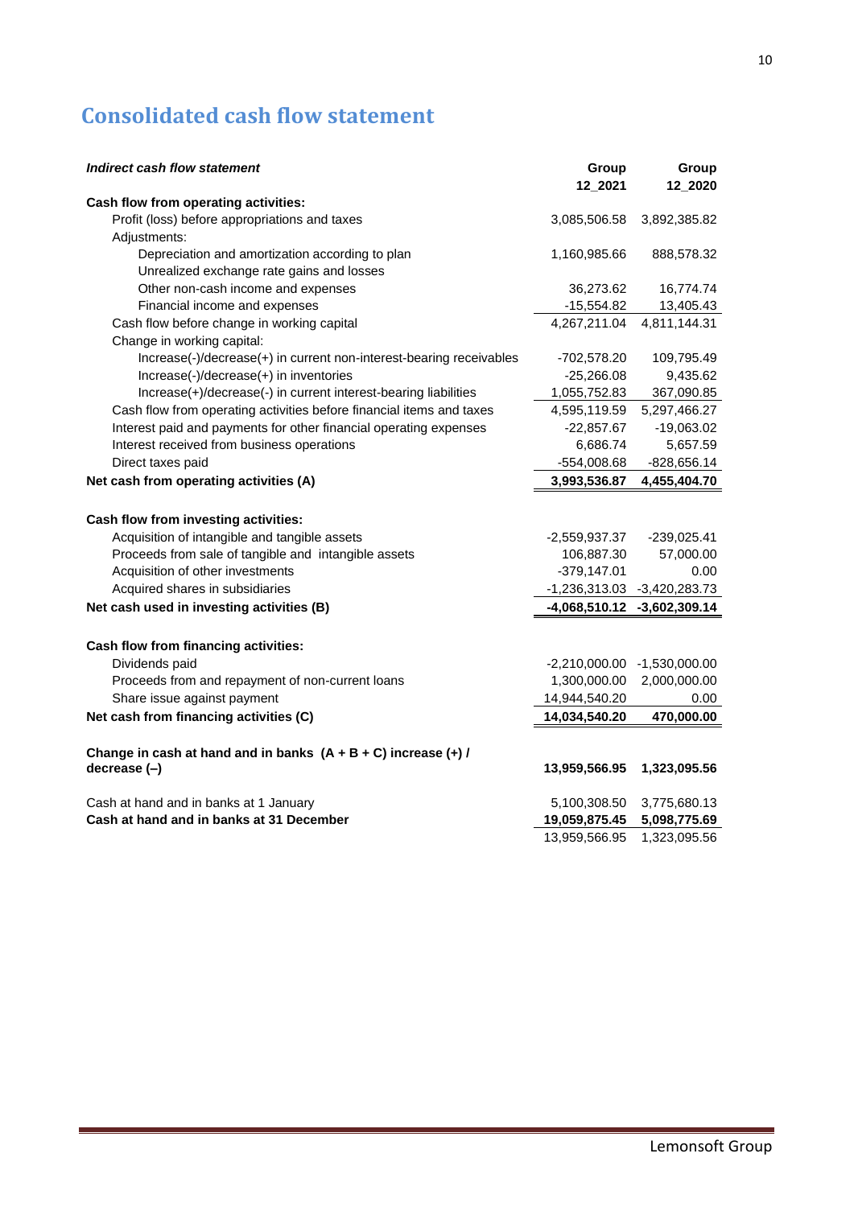# Consolidated cash flow statement

| *Indirect cash flow statement* | Group 12_2021 | Group 12_2020 |
|---|---|---|
| **Cash flow from operating activities:** | | |
| Profit (loss) before appropriations and taxes | 3,085,506.58 | 3,892,385.82 |
| Adjustments: | | |
| Depreciation and amortization according to plan | 1,160,985.66 | 888,578.32 |
| Unrealized exchange rate gains and losses | | |
| Other non-cash income and expenses | 36,273.62 | 16,774.74 |
| Financial income and expenses | -15,554.82 | 13,405.43 |
| Cash flow before change in working capital | 4,267,211.04 | 4,811,144.31 |
| Change in working capital: | | |
| Increase(-)/decrease(+) in current non-interest-bearing receivables | -702,578.20 | 109,795.49 |
| Increase(-)/decrease(+) in inventories | -25,266.08 | 9,435.62 |
| Increase(+)/decrease(-) in current interest-bearing liabilities | 1,055,752.83 | 367,090.85 |
| Cash flow from operating activities before financial items and taxes | 4,595,119.59 | 5,297,466.27 |
| Interest paid and payments for other financial operating expenses | -22,857.67 | -19,063.02 |
| Interest received from business operations | 6,686.74 | 5,657.59 |
| Direct taxes paid | -554,008.68 | -828,656.14 |
| **Net cash from operating activities (A)** | **3,993,536.87** | **4,455,404.70** |
| | | |
| **Cash flow from investing activities:** | | |
| Acquisition of intangible and tangible assets | -2,559,937.37 | -239,025.41 |
| Proceeds from sale of tangible and intangible assets | 106,887.30 | 57,000.00 |
| Acquisition of other investments | -379,147.01 | 0.00 |
| Acquired shares in subsidiaries | -1,236,313.03 | -3,420,283.73 |
| **Net cash used in investing activities (B)** | **-4,068,510.12** | **-3,602,309.14** |
| | | |
| **Cash flow from financing activities:** | | |
| Dividends paid | -2,210,000.00 | -1,530,000.00 |
| Proceeds from and repayment of non-current loans | 1,300,000.00 | 2,000,000.00 |
| Share issue against payment | 14,944,540.20 | 0.00 |
| **Net cash from financing activities (C)** | **14,034,540.20** | **470,000.00** |
| | | |
| **Change in cash at hand and in banks (A + B + C) increase (+) / decrease (–)** | **13,959,566.95** | **1,323,095.56** |
| | | |
| Cash at hand and in banks at 1 January | 5,100,308.50 | 3,775,680.13 |
| **Cash at hand and in banks at 31 December** | **19,059,875.45** | **5,098,775.69** |
| | 13,959,566.95 | 1,323,095.56 |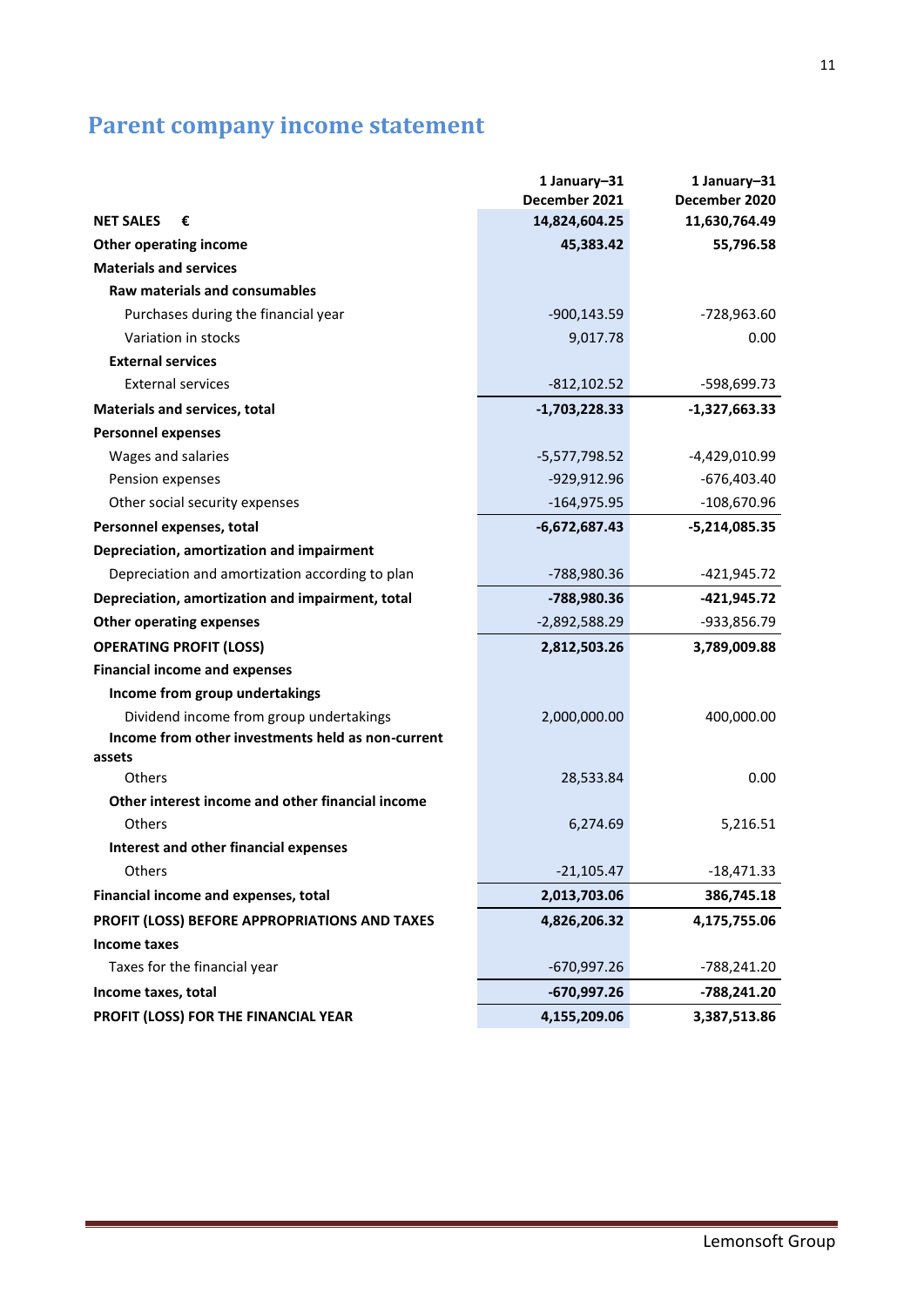# Parent company income statement

| | 1 January–31 December 2021 | 1 January–31 December 2020 |
|---|---|---|
| **NET SALES €** | **14,824,604.25** | **11,630,764.49** |
| **Other operating income** | **45,383.42** | **55,796.58** |
| **Materials and services** | | |
| **Raw materials and consumables** | | |
| Purchases during the financial year | -900,143.59 | -728,963.60 |
| Variation in stocks | 9,017.78 | 0.00 |
| **External services** | | |
| External services | -812,102.52 | -598,699.73 |
| **Materials and services, total** | **-1,703,228.33** | **-1,327,663.33** |
| **Personnel expenses** | | |
| Wages and salaries | -5,577,798.52 | -4,429,010.99 |
| Pension expenses | -929,912.96 | -676,403.40 |
| Other social security expenses | -164,975.95 | -108,670.96 |
| **Personnel expenses, total** | **-6,672,687.43** | **-5,214,085.35** |
| **Depreciation, amortization and impairment** | | |
| Depreciation and amortization according to plan | -788,980.36 | -421,945.72 |
| **Depreciation, amortization and impairment, total** | **-788,980.36** | **-421,945.72** |
| **Other operating expenses** | -2,892,588.29 | -933,856.79 |
| **OPERATING PROFIT (LOSS)** | **2,812,503.26** | **3,789,009.88** |
| **Financial income and expenses** | | |
| **Income from group undertakings** | | |
| Dividend income from group undertakings | 2,000,000.00 | 400,000.00 |
| **Income from other investments held as non-current assets** | | |
| Others | 28,533.84 | 0.00 |
| **Other interest income and other financial income** | | |
| Others | 6,274.69 | 5,216.51 |
| **Interest and other financial expenses** | | |
| Others | -21,105.47 | -18,471.33 |
| **Financial income and expenses, total** | **2,013,703.06** | **386,745.18** |
| **PROFIT (LOSS) BEFORE APPROPRIATIONS AND TAXES** | **4,826,206.32** | **4,175,755.06** |
| **Income taxes** | | |
| Taxes for the financial year | -670,997.26 | -788,241.20 |
| **Income taxes, total** | **-670,997.26** | **-788,241.20** |
| **PROFIT (LOSS) FOR THE FINANCIAL YEAR** | **4,155,209.06** | **3,387,513.86** |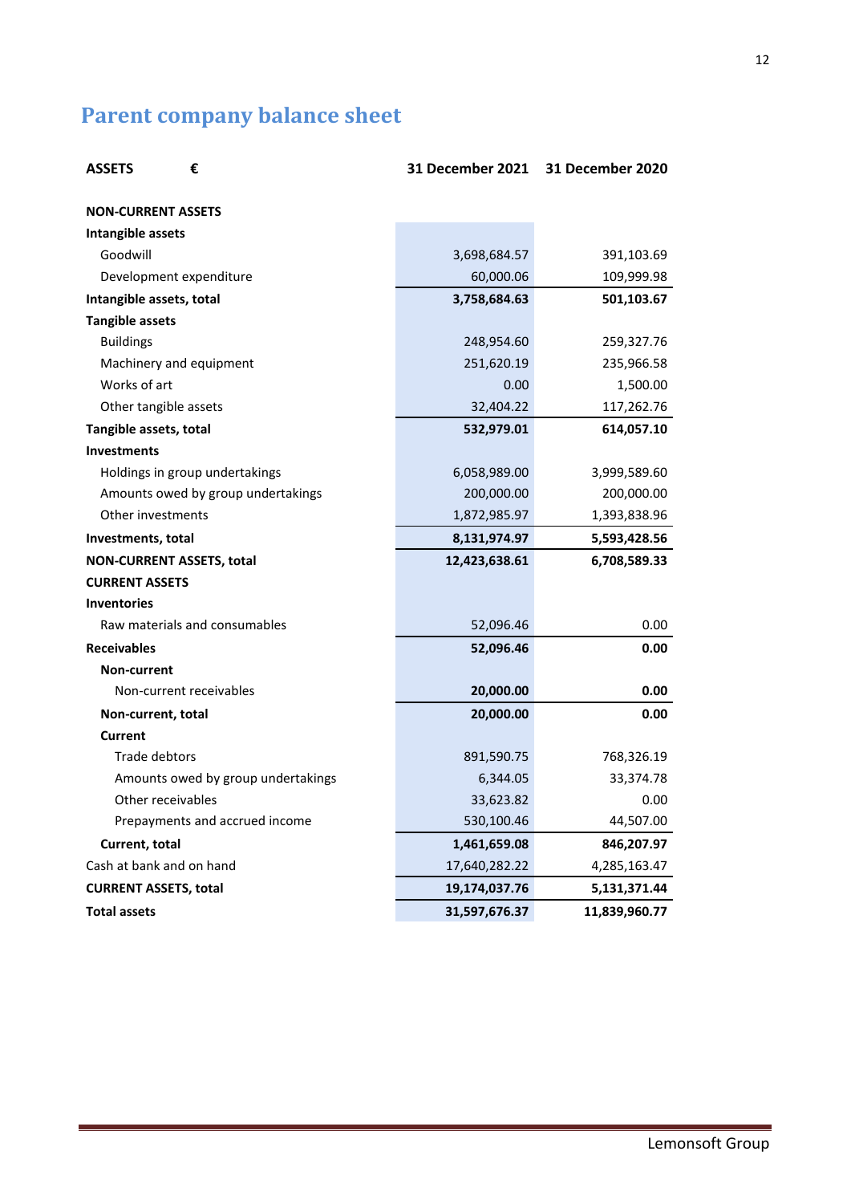# Parent company balance sheet

| ASSETS € | 31 December 2021 | 31 December 2020 |
|---|---|---|
| **NON-CURRENT ASSETS** | | |
| **Intangible assets** | | |
| Goodwill | 3,698,684.57 | 391,103.69 |
| Development expenditure | 60,000.06 | 109,999.98 |
| **Intangible assets, total** | **3,758,684.63** | **501,103.67** |
| **Tangible assets** | | |
| Buildings | 248,954.60 | 259,327.76 |
| Machinery and equipment | 251,620.19 | 235,966.58 |
| Works of art | 0.00 | 1,500.00 |
| Other tangible assets | 32,404.22 | 117,262.76 |
| **Tangible assets, total** | **532,979.01** | **614,057.10** |
| **Investments** | | |
| Holdings in group undertakings | 6,058,989.00 | 3,999,589.60 |
| Amounts owed by group undertakings | 200,000.00 | 200,000.00 |
| Other investments | 1,872,985.97 | 1,393,838.96 |
| **Investments, total** | **8,131,974.97** | **5,593,428.56** |
| **NON-CURRENT ASSETS, total** | **12,423,638.61** | **6,708,589.33** |
| **CURRENT ASSETS** | | |
| **Inventories** | | |
| Raw materials and consumables | 52,096.46 | 0.00 |
| **Receivables** | **52,096.46** | **0.00** |
| **Non-current** | | |
| Non-current receivables | **20,000.00** | **0.00** |
| **Non-current, total** | **20,000.00** | **0.00** |
| **Current** | | |
| Trade debtors | 891,590.75 | 768,326.19 |
| Amounts owed by group undertakings | 6,344.05 | 33,374.78 |
| Other receivables | 33,623.82 | 0.00 |
| Prepayments and accrued income | 530,100.46 | 44,507.00 |
| **Current, total** | **1,461,659.08** | **846,207.97** |
| Cash at bank and on hand | 17,640,282.22 | 4,285,163.47 |
| **CURRENT ASSETS, total** | **19,174,037.76** | **5,131,371.44** |
| **Total assets** | **31,597,676.37** | **11,839,960.77** |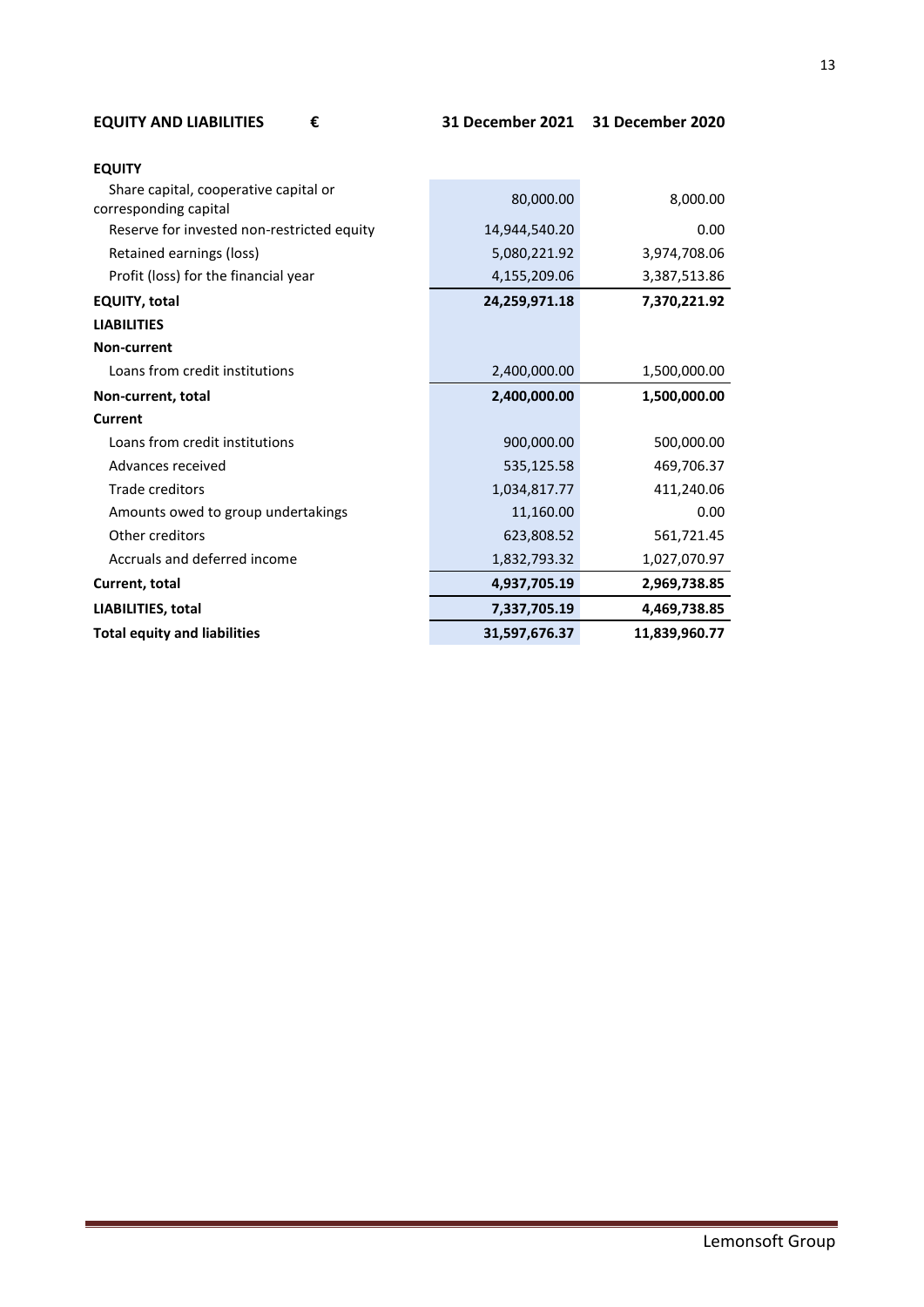| EQUITY AND LIABILITIES € | 31 December 2021 | 31 December 2020 |
|---|---|---|
| **EQUITY** | | |
| Share capital, cooperative capital or corresponding capital | 80,000.00 | 8,000.00 |
| Reserve for invested non-restricted equity | 14,944,540.20 | 0.00 |
| Retained earnings (loss) | 5,080,221.92 | 3,974,708.06 |
| Profit (loss) for the financial year | 4,155,209.06 | 3,387,513.86 |
| **EQUITY, total** | **24,259,971.18** | **7,370,221.92** |
| **LIABILITIES** | | |
| **Non-current** | | |
| Loans from credit institutions | 2,400,000.00 | 1,500,000.00 |
| **Non-current, total** | **2,400,000.00** | **1,500,000.00** |
| **Current** | | |
| Loans from credit institutions | 900,000.00 | 500,000.00 |
| Advances received | 535,125.58 | 469,706.37 |
| Trade creditors | 1,034,817.77 | 411,240.06 |
| Amounts owed to group undertakings | 11,160.00 | 0.00 |
| Other creditors | 623,808.52 | 561,721.45 |
| Accruals and deferred income | 1,832,793.32 | 1,027,070.97 |
| **Current, total** | **4,937,705.19** | **2,969,738.85** |
| **LIABILITIES, total** | **7,337,705.19** | **4,469,738.85** |
| **Total equity and liabilities** | **31,597,676.37** | **11,839,960.77** |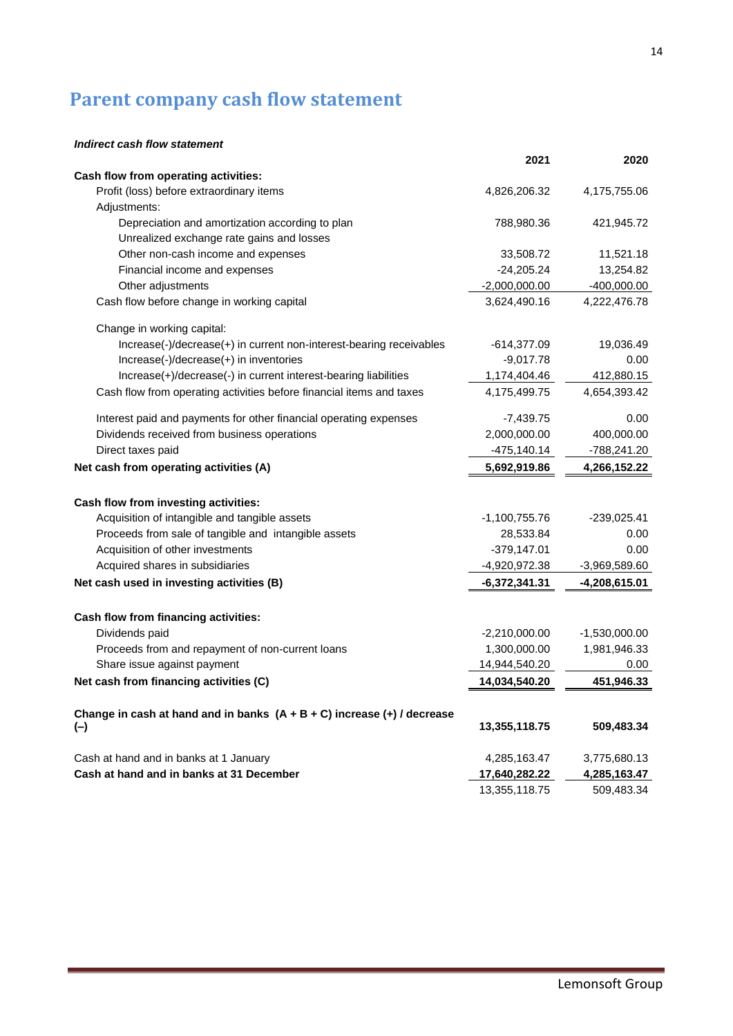# Parent company cash flow statement

***Indirect cash flow statement***

| | 2021 | 2020 |
|---|---|---|
| **Cash flow from operating activities:** | | |
| Profit (loss) before extraordinary items | 4,826,206.32 | 4,175,755.06 |
| Adjustments: | | |
| Depreciation and amortization according to plan | 788,980.36 | 421,945.72 |
| Unrealized exchange rate gains and losses | | |
| Other non-cash income and expenses | 33,508.72 | 11,521.18 |
| Financial income and expenses | -24,205.24 | 13,254.82 |
| Other adjustments | -2,000,000.00 | -400,000.00 |
| Cash flow before change in working capital | 3,624,490.16 | 4,222,476.78 |
| Change in working capital: | | |
| Increase(-)/decrease(+) in current non-interest-bearing receivables | -614,377.09 | 19,036.49 |
| Increase(-)/decrease(+) in inventories | -9,017.78 | 0.00 |
| Increase(+)/decrease(-) in current interest-bearing liabilities | 1,174,404.46 | 412,880.15 |
| Cash flow from operating activities before financial items and taxes | 4,175,499.75 | 4,654,393.42 |
| Interest paid and payments for other financial operating expenses | -7,439.75 | 0.00 |
| Dividends received from business operations | 2,000,000.00 | 400,000.00 |
| Direct taxes paid | -475,140.14 | -788,241.20 |
| **Net cash from operating activities (A)** | **5,692,919.86** | **4,266,152.22** |
| **Cash flow from investing activities:** | | |
| Acquisition of intangible and tangible assets | -1,100,755.76 | -239,025.41 |
| Proceeds from sale of tangible and intangible assets | 28,533.84 | 0.00 |
| Acquisition of other investments | -379,147.01 | 0.00 |
| Acquired shares in subsidiaries | -4,920,972.38 | -3,969,589.60 |
| **Net cash used in investing activities (B)** | **-6,372,341.31** | **-4,208,615.01** |
| **Cash flow from financing activities:** | | |
| Dividends paid | -2,210,000.00 | -1,530,000.00 |
| Proceeds from and repayment of non-current loans | 1,300,000.00 | 1,981,946.33 |
| Share issue against payment | 14,944,540.20 | 0.00 |
| **Net cash from financing activities (C)** | **14,034,540.20** | **451,946.33** |
| **Change in cash at hand and in banks (A + B + C) increase (+) / decrease (–)** | **13,355,118.75** | **509,483.34** |
| Cash at hand and in banks at 1 January | 4,285,163.47 | 3,775,680.13 |
| **Cash at hand and in banks at 31 December** | **17,640,282.22** | **4,285,163.47** |
| | 13,355,118.75 | 509,483.34 |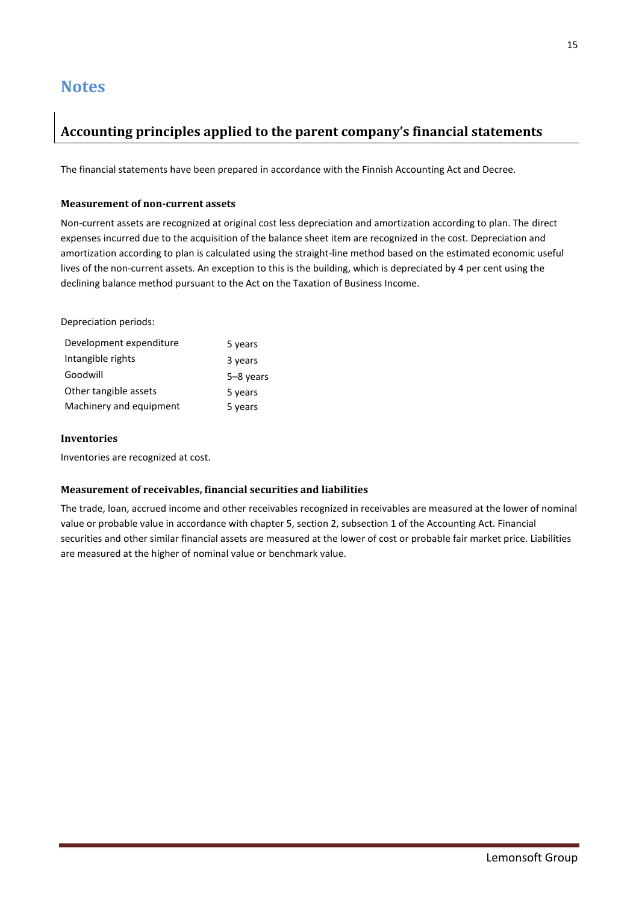# Notes

## Accounting principles applied to the parent company's financial statements

The financial statements have been prepared in accordance with the Finnish Accounting Act and Decree.

### Measurement of non-current assets

Non-current assets are recognized at original cost less depreciation and amortization according to plan. The direct expenses incurred due to the acquisition of the balance sheet item are recognized in the cost. Depreciation and amortization according to plan is calculated using the straight-line method based on the estimated economic useful lives of the non-current assets. An exception to this is the building, which is depreciated by 4 per cent using the declining balance method pursuant to the Act on the Taxation of Business Income.

Depreciation periods:

| | |
|---|---|
| Development expenditure | 5 years |
| Intangible rights | 3 years |
| Goodwill | 5–8 years |
| Other tangible assets | 5 years |
| Machinery and equipment | 5 years |

### Inventories

Inventories are recognized at cost.

### Measurement of receivables, financial securities and liabilities

The trade, loan, accrued income and other receivables recognized in receivables are measured at the lower of nominal value or probable value in accordance with chapter 5, section 2, subsection 1 of the Accounting Act. Financial securities and other similar financial assets are measured at the lower of cost or probable fair market price. Liabilities are measured at the higher of nominal value or benchmark value.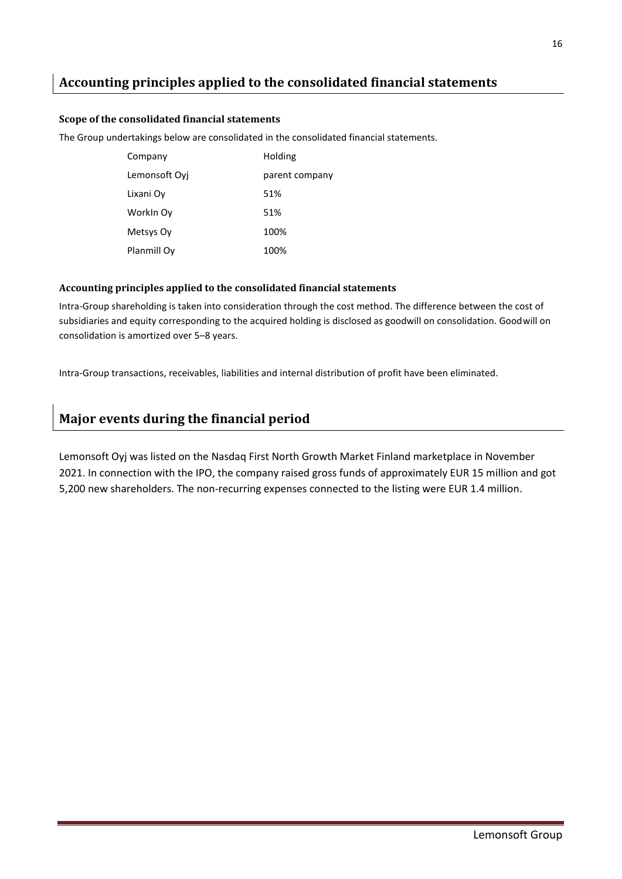## Accounting principles applied to the consolidated financial statements

#### Scope of the consolidated financial statements

The Group undertakings below are consolidated in the consolidated financial statements.

| Company | Holding |
|---|---|
| Lemonsoft Oyj | parent company |
| Lixani Oy | 51% |
| WorkIn Oy | 51% |
| Metsys Oy | 100% |
| Planmill Oy | 100% |

#### Accounting principles applied to the consolidated financial statements

Intra-Group shareholding is taken into consideration through the cost method. The difference between the cost of subsidiaries and equity corresponding to the acquired holding is disclosed as goodwill on consolidation. Goodwill on consolidation is amortized over 5–8 years.

Intra-Group transactions, receivables, liabilities and internal distribution of profit have been eliminated.

## Major events during the financial period

Lemonsoft Oyj was listed on the Nasdaq First North Growth Market Finland marketplace in November 2021. In connection with the IPO, the company raised gross funds of approximately EUR 15 million and got 5,200 new shareholders. The non-recurring expenses connected to the listing were EUR 1.4 million.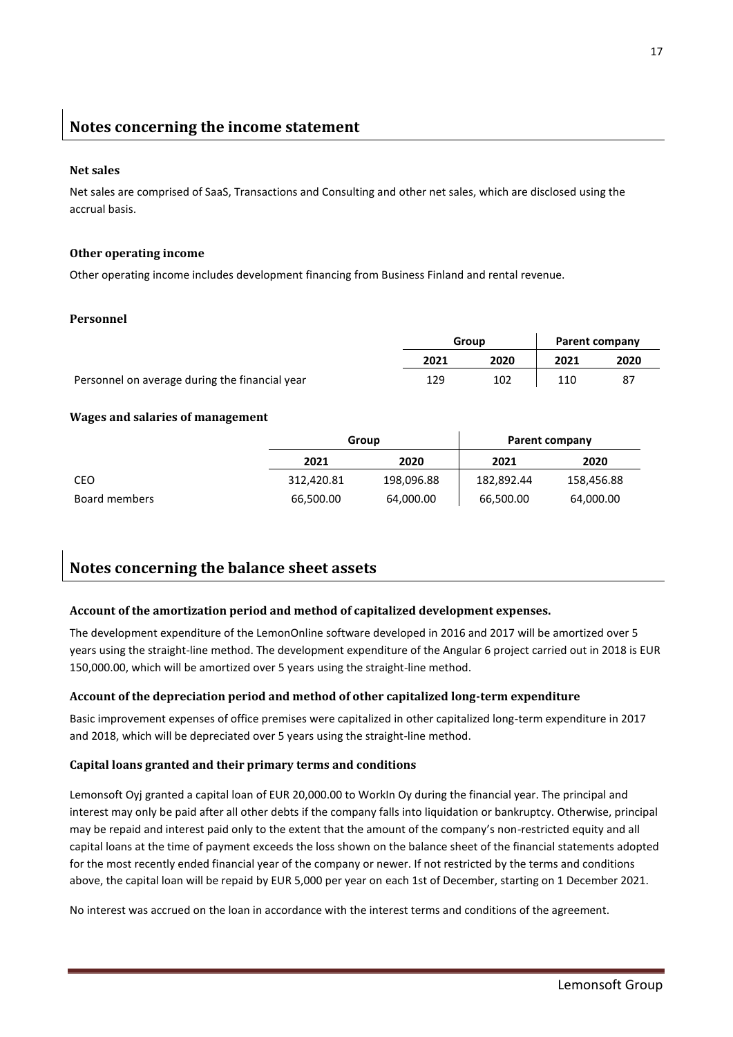## Notes concerning the income statement

### Net sales

Net sales are comprised of SaaS, Transactions and Consulting and other net sales, which are disclosed using the accrual basis.

### Other operating income

Other operating income includes development financing from Business Finland and rental revenue.

### Personnel

| | Group | | Parent company | |
|---|---|---|---|---|
| | 2021 | 2020 | 2021 | 2020 |
| Personnel on average during the financial year | 129 | 102 | 110 | 87 |

### Wages and salaries of management

| | Group | | Parent company | |
|---|---|---|---|---|
| | 2021 | 2020 | 2021 | 2020 |
| CEO | 312,420.81 | 198,096.88 | 182,892.44 | 158,456.88 |
| Board members | 66,500.00 | 64,000.00 | 66,500.00 | 64,000.00 |

## Notes concerning the balance sheet assets

### Account of the amortization period and method of capitalized development expenses.

The development expenditure of the LemonOnline software developed in 2016 and 2017 will be amortized over 5 years using the straight-line method. The development expenditure of the Angular 6 project carried out in 2018 is EUR 150,000.00, which will be amortized over 5 years using the straight-line method.

### Account of the depreciation period and method of other capitalized long-term expenditure

Basic improvement expenses of office premises were capitalized in other capitalized long-term expenditure in 2017 and 2018, which will be depreciated over 5 years using the straight-line method.

### Capital loans granted and their primary terms and conditions

Lemonsoft Oyj granted a capital loan of EUR 20,000.00 to WorkIn Oy during the financial year. The principal and interest may only be paid after all other debts if the company falls into liquidation or bankruptcy. Otherwise, principal may be repaid and interest paid only to the extent that the amount of the company's non-restricted equity and all capital loans at the time of payment exceeds the loss shown on the balance sheet of the financial statements adopted for the most recently ended financial year of the company or newer. If not restricted by the terms and conditions above, the capital loan will be repaid by EUR 5,000 per year on each 1st of December, starting on 1 December 2021.

No interest was accrued on the loan in accordance with the interest terms and conditions of the agreement.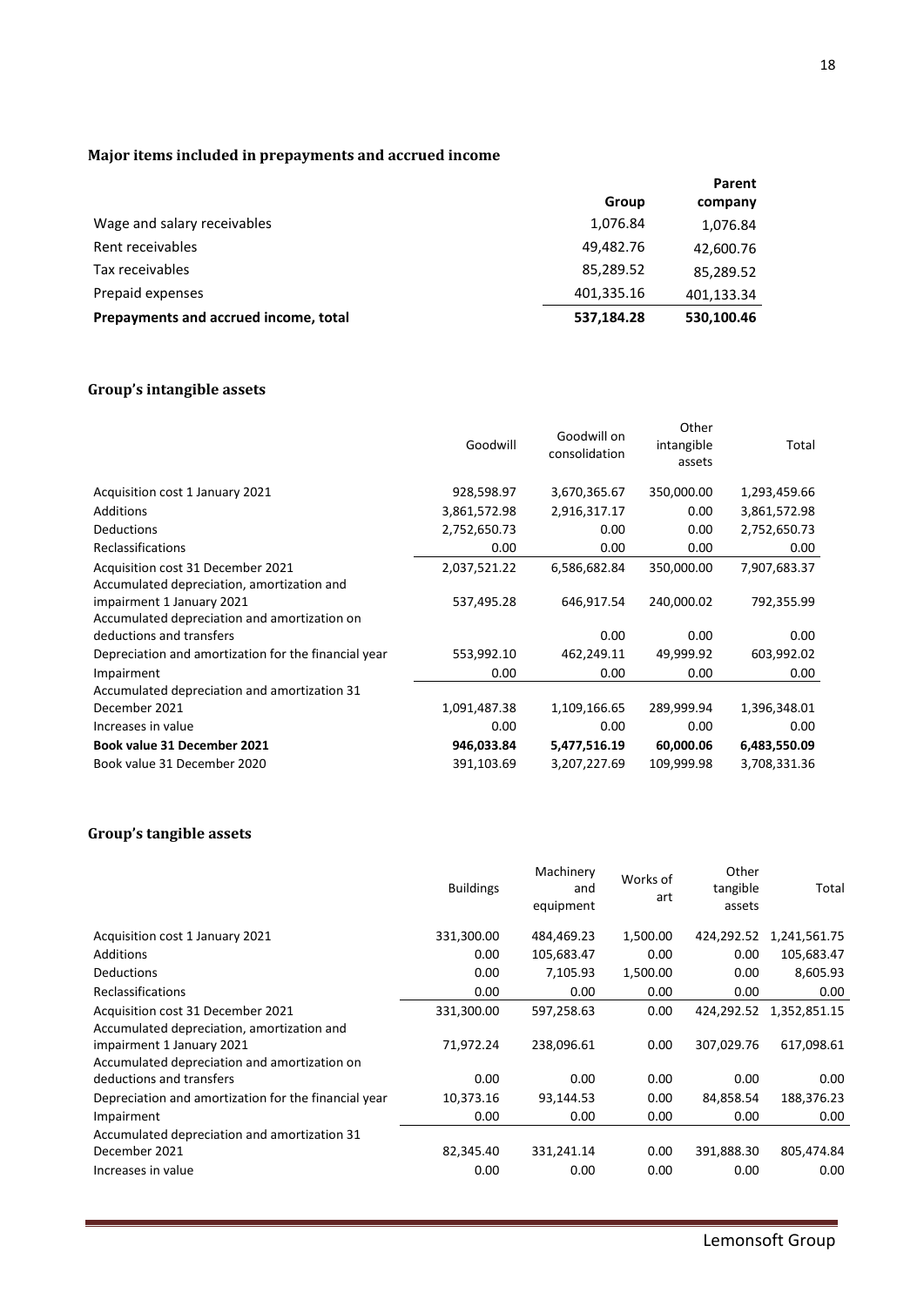### Major items included in prepayments and accrued income

| | Group | Parent company |
|---|---|---|
| Wage and salary receivables | 1,076.84 | 1,076.84 |
| Rent receivables | 49,482.76 | 42,600.76 |
| Tax receivables | 85,289.52 | 85,289.52 |
| Prepaid expenses | 401,335.16 | 401,133.34 |
| **Prepayments and accrued income, total** | **537,184.28** | **530,100.46** |

### Group's intangible assets

| | Goodwill | Goodwill on consolidation | Other intangible assets | Total |
|---|---|---|---|---|
| Acquisition cost 1 January 2021 | 928,598.97 | 3,670,365.67 | 350,000.00 | 1,293,459.66 |
| Additions | 3,861,572.98 | 2,916,317.17 | 0.00 | 3,861,572.98 |
| Deductions | 2,752,650.73 | 0.00 | 0.00 | 2,752,650.73 |
| Reclassifications | 0.00 | 0.00 | 0.00 | 0.00 |
| Acquisition cost 31 December 2021 | 2,037,521.22 | 6,586,682.84 | 350,000.00 | 7,907,683.37 |
| Accumulated depreciation, amortization and impairment 1 January 2021 | 537,495.28 | 646,917.54 | 240,000.02 | 792,355.99 |
| Accumulated depreciation and amortization on deductions and transfers | | 0.00 | 0.00 | 0.00 |
| Depreciation and amortization for the financial year | 553,992.10 | 462,249.11 | 49,999.92 | 603,992.02 |
| Impairment | 0.00 | 0.00 | 0.00 | 0.00 |
| Accumulated depreciation and amortization 31 December 2021 | 1,091,487.38 | 1,109,166.65 | 289,999.94 | 1,396,348.01 |
| Increases in value | 0.00 | 0.00 | 0.00 | 0.00 |
| **Book value 31 December 2021** | **946,033.84** | **5,477,516.19** | **60,000.06** | **6,483,550.09** |
| Book value 31 December 2020 | 391,103.69 | 3,207,227.69 | 109,999.98 | 3,708,331.36 |

### Group's tangible assets

| | Buildings | Machinery and equipment | Works of art | Other tangible assets | Total |
|---|---|---|---|---|---|
| Acquisition cost 1 January 2021 | 331,300.00 | 484,469.23 | 1,500.00 | 424,292.52 | 1,241,561.75 |
| Additions | 0.00 | 105,683.47 | 0.00 | 0.00 | 105,683.47 |
| Deductions | 0.00 | 7,105.93 | 1,500.00 | 0.00 | 8,605.93 |
| Reclassifications | 0.00 | 0.00 | 0.00 | 0.00 | 0.00 |
| Acquisition cost 31 December 2021 | 331,300.00 | 597,258.63 | 0.00 | 424,292.52 | 1,352,851.15 |
| Accumulated depreciation, amortization and impairment 1 January 2021 | 71,972.24 | 238,096.61 | 0.00 | 307,029.76 | 617,098.61 |
| Accumulated depreciation and amortization on deductions and transfers | 0.00 | 0.00 | 0.00 | 0.00 | 0.00 |
| Depreciation and amortization for the financial year | 10,373.16 | 93,144.53 | 0.00 | 84,858.54 | 188,376.23 |
| Impairment | 0.00 | 0.00 | 0.00 | 0.00 | 0.00 |
| Accumulated depreciation and amortization 31 December 2021 | 82,345.40 | 331,241.14 | 0.00 | 391,888.30 | 805,474.84 |
| Increases in value | 0.00 | 0.00 | 0.00 | 0.00 | 0.00 |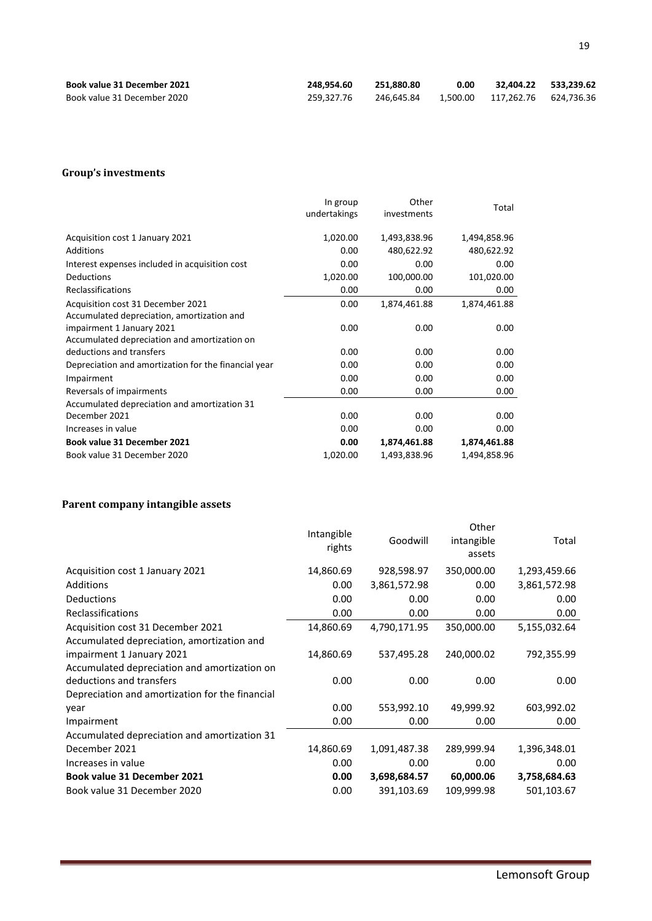| | | | | | |
|---|---|---|---|---|---|
| **Book value 31 December 2021** | **248,954.60** | **251,880.80** | **0.00** | **32,404.22** | **533,239.62** |
| Book value 31 December 2020 | 259,327.76 | 246,645.84 | 1,500.00 | 117,262.76 | 624,736.36 |

### Group's investments

| | In group undertakings | Other investments | Total |
|---|---|---|---|
| Acquisition cost 1 January 2021 | 1,020.00 | 1,493,838.96 | 1,494,858.96 |
| Additions | 0.00 | 480,622.92 | 480,622.92 |
| Interest expenses included in acquisition cost | 0.00 | 0.00 | 0.00 |
| Deductions | 1,020.00 | 100,000.00 | 101,020.00 |
| Reclassifications | 0.00 | 0.00 | 0.00 |
| Acquisition cost 31 December 2021 | 0.00 | 1,874,461.88 | 1,874,461.88 |
| Accumulated depreciation, amortization and impairment 1 January 2021 | 0.00 | 0.00 | 0.00 |
| Accumulated depreciation and amortization on deductions and transfers | 0.00 | 0.00 | 0.00 |
| Depreciation and amortization for the financial year | 0.00 | 0.00 | 0.00 |
| Impairment | 0.00 | 0.00 | 0.00 |
| Reversals of impairments | 0.00 | 0.00 | 0.00 |
| Accumulated depreciation and amortization 31 December 2021 | 0.00 | 0.00 | 0.00 |
| Increases in value | 0.00 | 0.00 | 0.00 |
| **Book value 31 December 2021** | **0.00** | **1,874,461.88** | **1,874,461.88** |
| Book value 31 December 2020 | 1,020.00 | 1,493,838.96 | 1,494,858.96 |

### Parent company intangible assets

| | Intangible rights | Goodwill | Other intangible assets | Total |
|---|---|---|---|---|
| Acquisition cost 1 January 2021 | 14,860.69 | 928,598.97 | 350,000.00 | 1,293,459.66 |
| Additions | 0.00 | 3,861,572.98 | 0.00 | 3,861,572.98 |
| Deductions | 0.00 | 0.00 | 0.00 | 0.00 |
| Reclassifications | 0.00 | 0.00 | 0.00 | 0.00 |
| Acquisition cost 31 December 2021 | 14,860.69 | 4,790,171.95 | 350,000.00 | 5,155,032.64 |
| Accumulated depreciation, amortization and impairment 1 January 2021 | 14,860.69 | 537,495.28 | 240,000.02 | 792,355.99 |
| Accumulated depreciation and amortization on deductions and transfers | 0.00 | 0.00 | 0.00 | 0.00 |
| Depreciation and amortization for the financial year | 0.00 | 553,992.10 | 49,999.92 | 603,992.02 |
| Impairment | 0.00 | 0.00 | 0.00 | 0.00 |
| Accumulated depreciation and amortization 31 December 2021 | 14,860.69 | 1,091,487.38 | 289,999.94 | 1,396,348.01 |
| Increases in value | 0.00 | 0.00 | 0.00 | 0.00 |
| **Book value 31 December 2021** | **0.00** | **3,698,684.57** | **60,000.06** | **3,758,684.63** |
| Book value 31 December 2020 | 0.00 | 391,103.69 | 109,999.98 | 501,103.67 |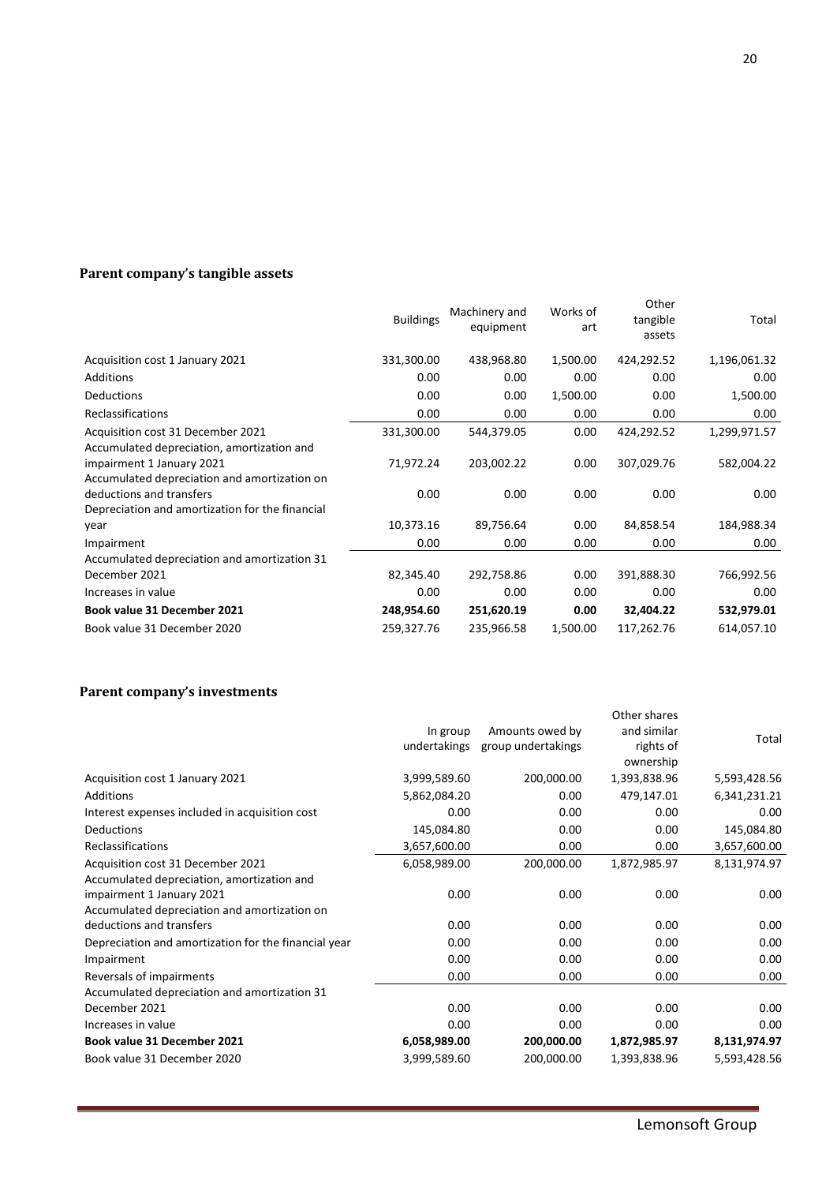## Parent company's tangible assets

| | Buildings | Machinery and equipment | Works of art | Other tangible assets | Total |
|---|---|---|---|---|---|
| Acquisition cost 1 January 2021 | 331,300.00 | 438,968.80 | 1,500.00 | 424,292.52 | 1,196,061.32 |
| Additions | 0.00 | 0.00 | 0.00 | 0.00 | 0.00 |
| Deductions | 0.00 | 0.00 | 1,500.00 | 0.00 | 1,500.00 |
| Reclassifications | 0.00 | 0.00 | 0.00 | 0.00 | 0.00 |
| Acquisition cost 31 December 2021 | 331,300.00 | 544,379.05 | 0.00 | 424,292.52 | 1,299,971.57 |
| Accumulated depreciation, amortization and impairment 1 January 2021 | 71,972.24 | 203,002.22 | 0.00 | 307,029.76 | 582,004.22 |
| Accumulated depreciation and amortization on deductions and transfers | 0.00 | 0.00 | 0.00 | 0.00 | 0.00 |
| Depreciation and amortization for the financial year | 10,373.16 | 89,756.64 | 0.00 | 84,858.54 | 184,988.34 |
| Impairment | 0.00 | 0.00 | 0.00 | 0.00 | 0.00 |
| Accumulated depreciation and amortization 31 December 2021 | 82,345.40 | 292,758.86 | 0.00 | 391,888.30 | 766,992.56 |
| Increases in value | 0.00 | 0.00 | 0.00 | 0.00 | 0.00 |
| **Book value 31 December 2021** | **248,954.60** | **251,620.19** | **0.00** | **32,404.22** | **532,979.01** |
| Book value 31 December 2020 | 259,327.76 | 235,966.58 | 1,500.00 | 117,262.76 | 614,057.10 |

## Parent company's investments

| | In group undertakings | Amounts owed by group undertakings | Other shares and similar rights of ownership | Total |
|---|---|---|---|---|
| Acquisition cost 1 January 2021 | 3,999,589.60 | 200,000.00 | 1,393,838.96 | 5,593,428.56 |
| Additions | 5,862,084.20 | 0.00 | 479,147.01 | 6,341,231.21 |
| Interest expenses included in acquisition cost | 0.00 | 0.00 | 0.00 | 0.00 |
| Deductions | 145,084.80 | 0.00 | 0.00 | 145,084.80 |
| Reclassifications | 3,657,600.00 | 0.00 | 0.00 | 3,657,600.00 |
| Acquisition cost 31 December 2021 | 6,058,989.00 | 200,000.00 | 1,872,985.97 | 8,131,974.97 |
| Accumulated depreciation, amortization and impairment 1 January 2021 | 0.00 | 0.00 | 0.00 | 0.00 |
| Accumulated depreciation and amortization on deductions and transfers | 0.00 | 0.00 | 0.00 | 0.00 |
| Depreciation and amortization for the financial year | 0.00 | 0.00 | 0.00 | 0.00 |
| Impairment | 0.00 | 0.00 | 0.00 | 0.00 |
| Reversals of impairments | 0.00 | 0.00 | 0.00 | 0.00 |
| Accumulated depreciation and amortization 31 December 2021 | 0.00 | 0.00 | 0.00 | 0.00 |
| Increases in value | 0.00 | 0.00 | 0.00 | 0.00 |
| **Book value 31 December 2021** | **6,058,989.00** | **200,000.00** | **1,872,985.97** | **8,131,974.97** |
| Book value 31 December 2020 | 3,999,589.60 | 200,000.00 | 1,393,838.96 | 5,593,428.56 |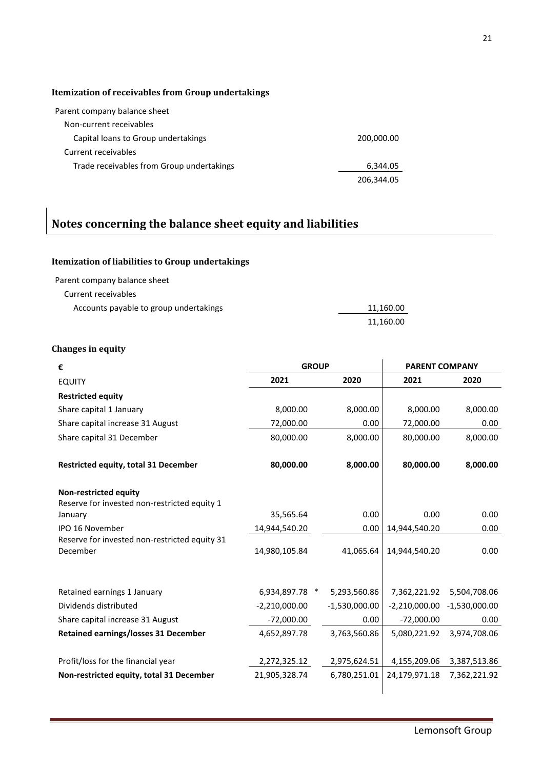### Itemization of receivables from Group undertakings

| | |
|---|---|
| Parent company balance sheet | |
| Non-current receivables | |
| Capital loans to Group undertakings | 200,000.00 |
| Current receivables | |
| Trade receivables from Group undertakings | 6,344.05 |
| | 206,344.05 |

## Notes concerning the balance sheet equity and liabilities

### Itemization of liabilities to Group undertakings

| | |
|---|---|
| Parent company balance sheet | |
| Current receivables | |
| Accounts payable to group undertakings | 11,160.00 |
| | 11,160.00 |

### Changes in equity

| € | GROUP | | PARENT COMPANY | |
|---|---|---|---|---|
| EQUITY | 2021 | 2020 | 2021 | 2020 |
| **Restricted equity** | | | | |
| Share capital 1 January | 8,000.00 | 8,000.00 | 8,000.00 | 8,000.00 |
| Share capital increase 31 August | 72,000.00 | 0.00 | 72,000.00 | 0.00 |
| Share capital 31 December | 80,000.00 | 8,000.00 | 80,000.00 | 8,000.00 |
| **Restricted equity, total 31 December** | **80,000.00** | **8,000.00** | **80,000.00** | **8,000.00** |
| **Non-restricted equity** | | | | |
| Reserve for invested non-restricted equity 1 January | 35,565.64 | 0.00 | 0.00 | 0.00 |
| IPO 16 November | 14,944,540.20 | 0.00 | 14,944,540.20 | 0.00 |
| Reserve for invested non-restricted equity 31 December | 14,980,105.84 | 41,065.64 | 14,944,540.20 | 0.00 |
| Retained earnings 1 January | 6,934,897.78 * | 5,293,560.86 | 7,362,221.92 | 5,504,708.06 |
| Dividends distributed | -2,210,000.00 | -1,530,000.00 | -2,210,000.00 | -1,530,000.00 |
| Share capital increase 31 August | -72,000.00 | 0.00 | -72,000.00 | 0.00 |
| **Retained earnings/losses 31 December** | 4,652,897.78 | 3,763,560.86 | 5,080,221.92 | 3,974,708.06 |
| Profit/loss for the financial year | 2,272,325.12 | 2,975,624.51 | 4,155,209.06 | 3,387,513.86 |
| **Non-restricted equity, total 31 December** | 21,905,328.74 | 6,780,251.01 | 24,179,971.18 | 7,362,221.92 |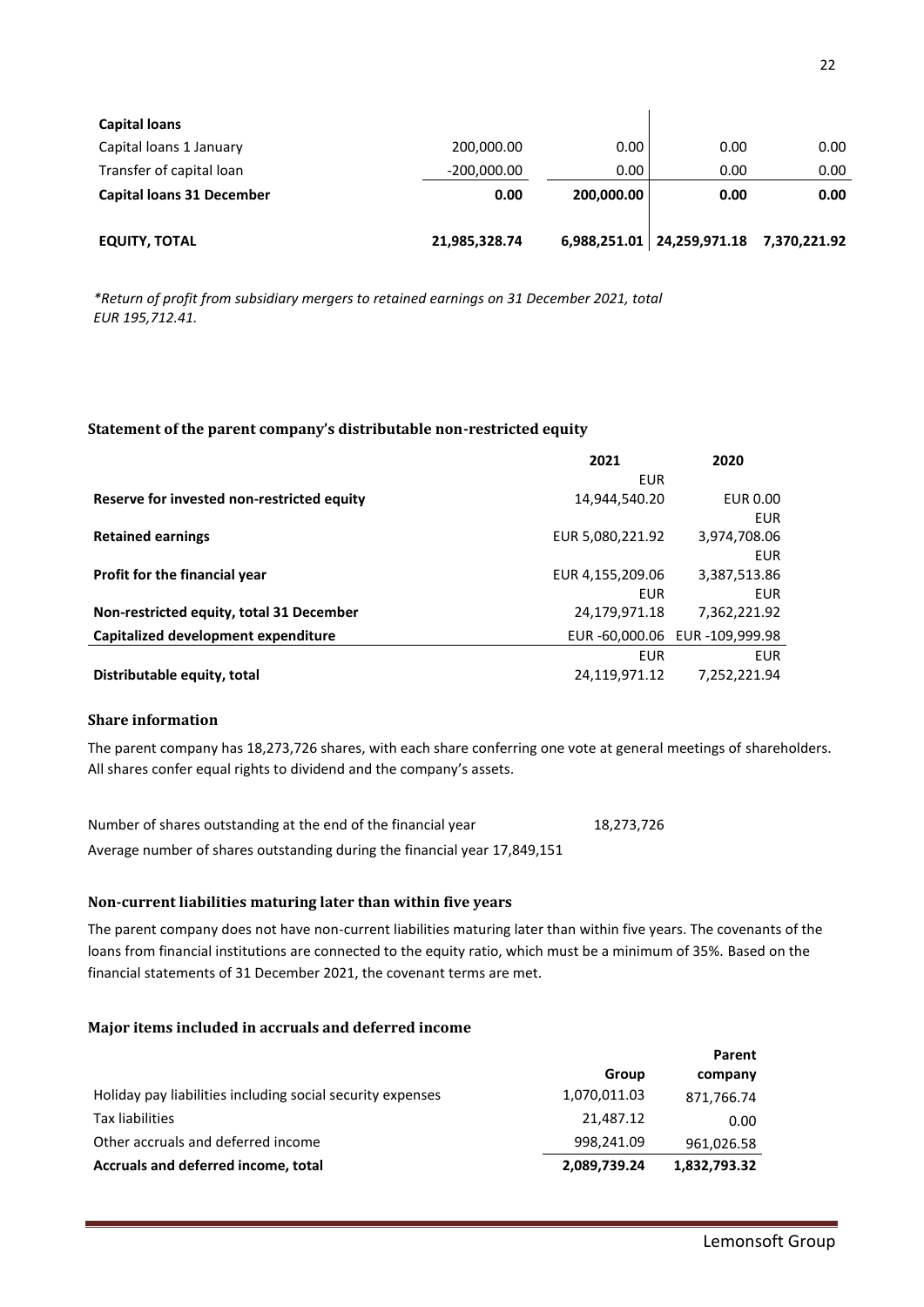| | | | | |
|---|---|---|---|---|
| **Capital loans** | | | | |
| Capital loans 1 January | 200,000.00 | 0.00 | 0.00 | 0.00 |
| Transfer of capital loan | -200,000.00 | 0.00 | 0.00 | 0.00 |
| **Capital loans 31 December** | **0.00** | **200,000.00** | **0.00** | **0.00** |
| **EQUITY, TOTAL** | **21,985,328.74** | **6,988,251.01** | **24,259,971.18** | **7,370,221.92** |

*\*Return of profit from subsidiary mergers to retained earnings on 31 December 2021, total EUR 195,712.41.*

### Statement of the parent company's distributable non-restricted equity

| | 2021 | 2020 |
|---|---|---|
| **Reserve for invested non-restricted equity** | EUR 14,944,540.20 | EUR 0.00 |
| **Retained earnings** | EUR 5,080,221.92 | EUR 3,974,708.06 |
| **Profit for the financial year** | EUR 4,155,209.06 | EUR 3,387,513.86 |
| **Non-restricted equity, total 31 December** | EUR 24,179,971.18 | EUR 7,362,221.92 |
| **Capitalized development expenditure** | EUR -60,000.06 | EUR -109,999.98 |
| **Distributable equity, total** | EUR 24,119,971.12 | EUR 7,252,221.94 |

### Share information

The parent company has 18,273,726 shares, with each share conferring one vote at general meetings of shareholders. All shares confer equal rights to dividend and the company's assets.

Number of shares outstanding at the end of the financial year 18,273,726

Average number of shares outstanding during the financial year 17,849,151

### Non-current liabilities maturing later than within five years

The parent company does not have non-current liabilities maturing later than within five years. The covenants of the loans from financial institutions are connected to the equity ratio, which must be a minimum of 35%. Based on the financial statements of 31 December 2021, the covenant terms are met.

### Major items included in accruals and deferred income

| | Group | Parent company |
|---|---|---|
| Holiday pay liabilities including social security expenses | 1,070,011.03 | 871,766.74 |
| Tax liabilities | 21,487.12 | 0.00 |
| Other accruals and deferred income | 998,241.09 | 961,026.58 |
| **Accruals and deferred income, total** | **2,089,739.24** | **1,832,793.32** |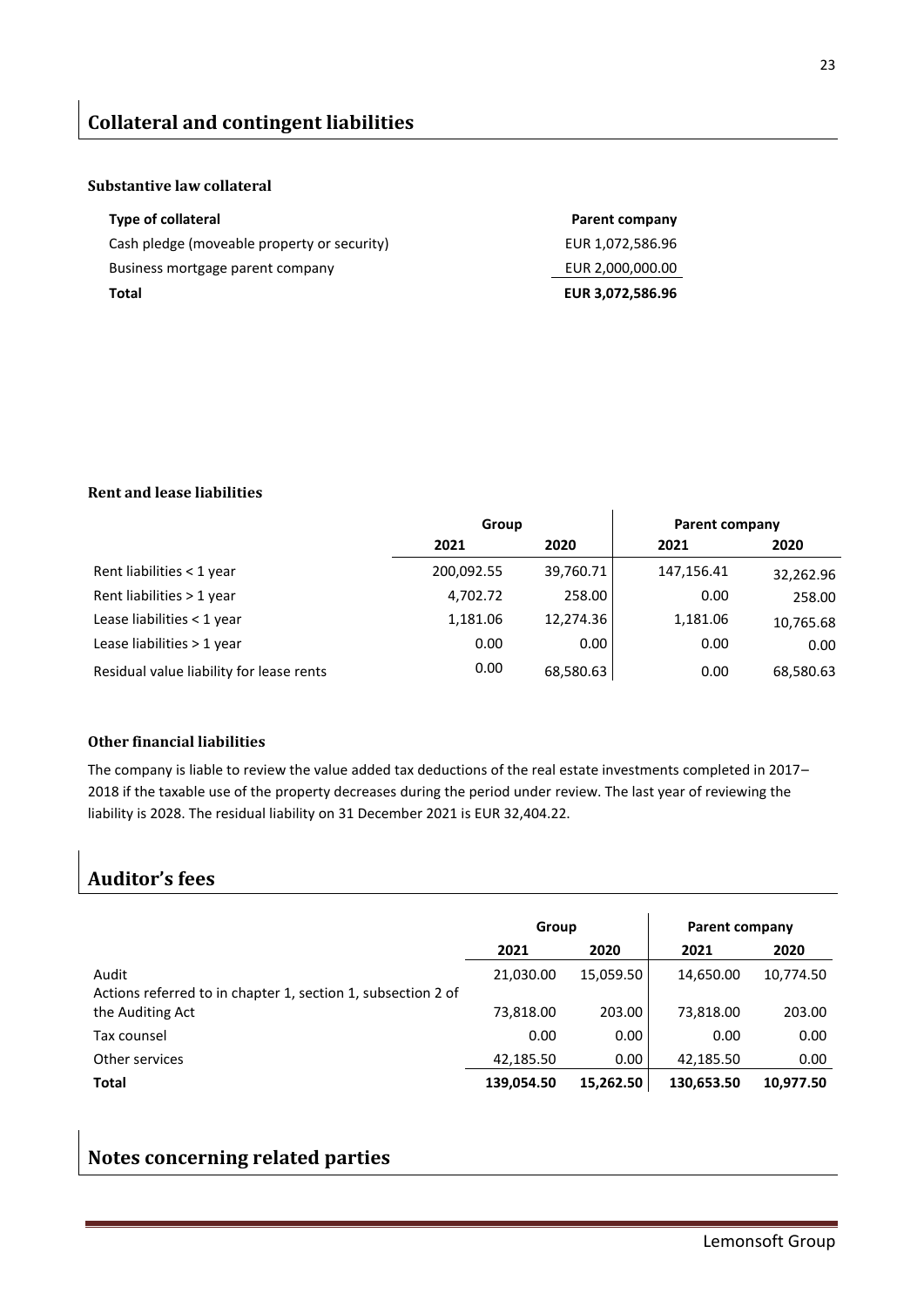## Collateral and contingent liabilities

### Substantive law collateral

| Type of collateral | Parent company |
|---|---|
| Cash pledge (moveable property or security) | EUR 1,072,586.96 |
| Business mortgage parent company | EUR 2,000,000.00 |
| **Total** | **EUR 3,072,586.96** |

### Rent and lease liabilities

| | Group | | Parent company | |
|---|---|---|---|---|
| | 2021 | 2020 | 2021 | 2020 |
| Rent liabilities < 1 year | 200,092.55 | 39,760.71 | 147,156.41 | 32,262.96 |
| Rent liabilities > 1 year | 4,702.72 | 258.00 | 0.00 | 258.00 |
| Lease liabilities < 1 year | 1,181.06 | 12,274.36 | 1,181.06 | 10,765.68 |
| Lease liabilities > 1 year | 0.00 | 0.00 | 0.00 | 0.00 |
| Residual value liability for lease rents | 0.00 | 68,580.63 | 0.00 | 68,580.63 |

### Other financial liabilities

The company is liable to review the value added tax deductions of the real estate investments completed in 2017–2018 if the taxable use of the property decreases during the period under review. The last year of reviewing the liability is 2028. The residual liability on 31 December 2021 is EUR 32,404.22.

## Auditor's fees

| | Group | | Parent company | |
|---|---|---|---|---|
| | 2021 | 2020 | 2021 | 2020 |
| Audit | 21,030.00 | 15,059.50 | 14,650.00 | 10,774.50 |
| Actions referred to in chapter 1, section 1, subsection 2 of the Auditing Act | 73,818.00 | 203.00 | 73,818.00 | 203.00 |
| Tax counsel | 0.00 | 0.00 | 0.00 | 0.00 |
| Other services | 42,185.50 | 0.00 | 42,185.50 | 0.00 |
| **Total** | **139,054.50** | **15,262.50** | **130,653.50** | **10,977.50** |

## Notes concerning related parties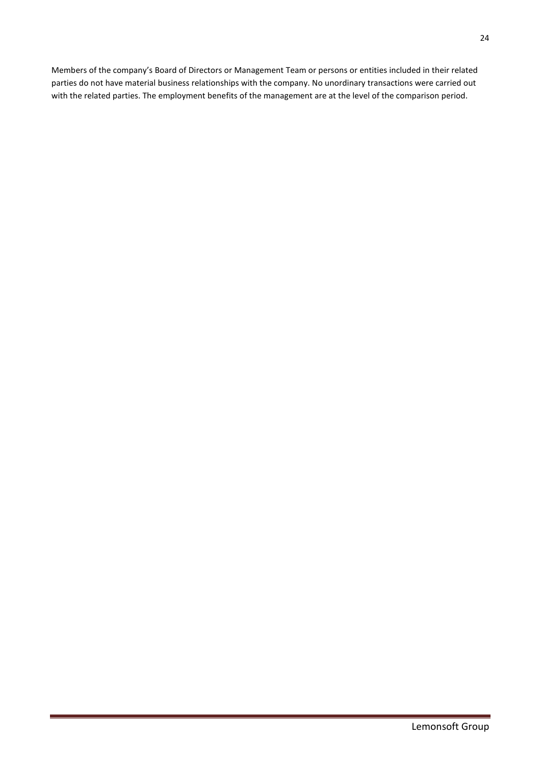Members of the company's Board of Directors or Management Team or persons or entities included in their related parties do not have material business relationships with the company. No unordinary transactions were carried out with the related parties. The employment benefits of the management are at the level of the comparison period.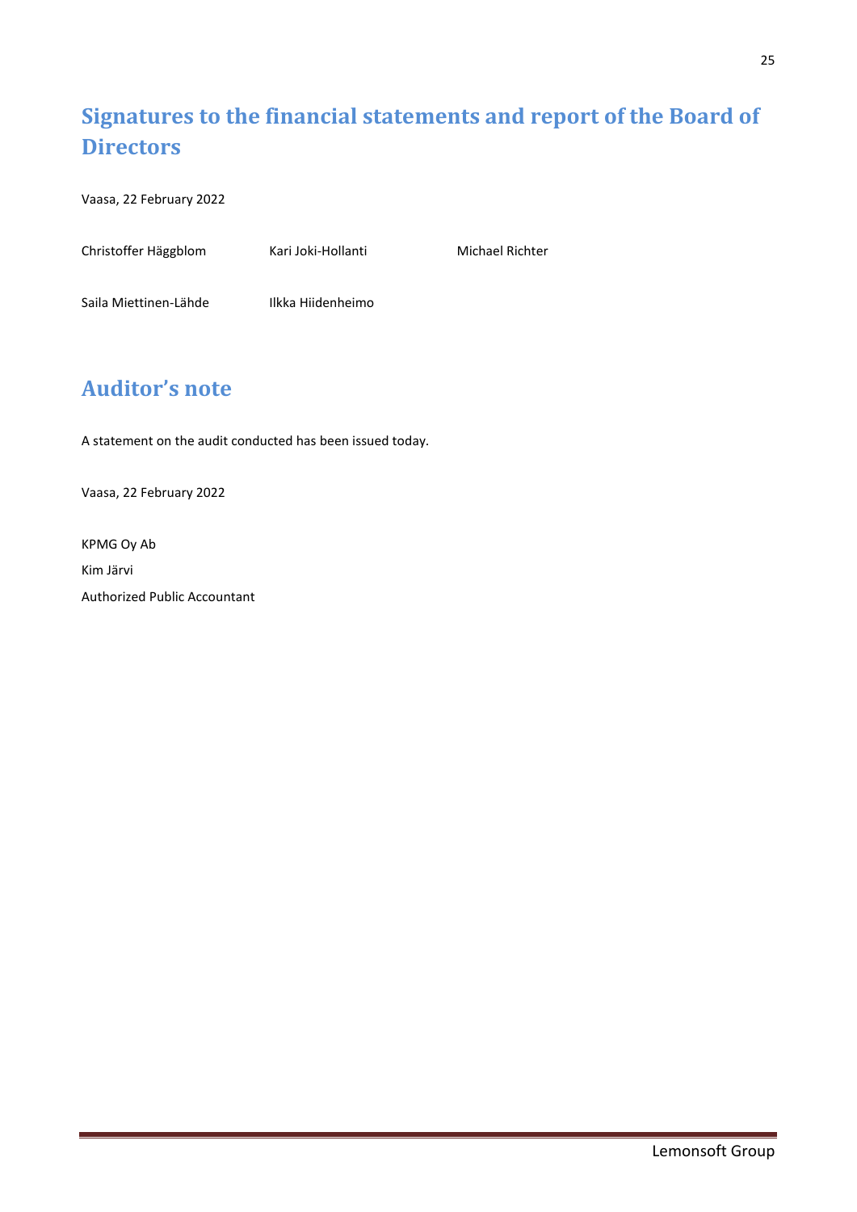# Signatures to the financial statements and report of the Board of Directors

Vaasa, 22 February 2022

Christoffer Häggblom    Kari Joki-Hollanti    Michael Richter

Saila Miettinen-Lähde    Ilkka Hiidenheimo

# Auditor's note

A statement on the audit conducted has been issued today.

Vaasa, 22 February 2022

KPMG Oy Ab

Kim Järvi

Authorized Public Accountant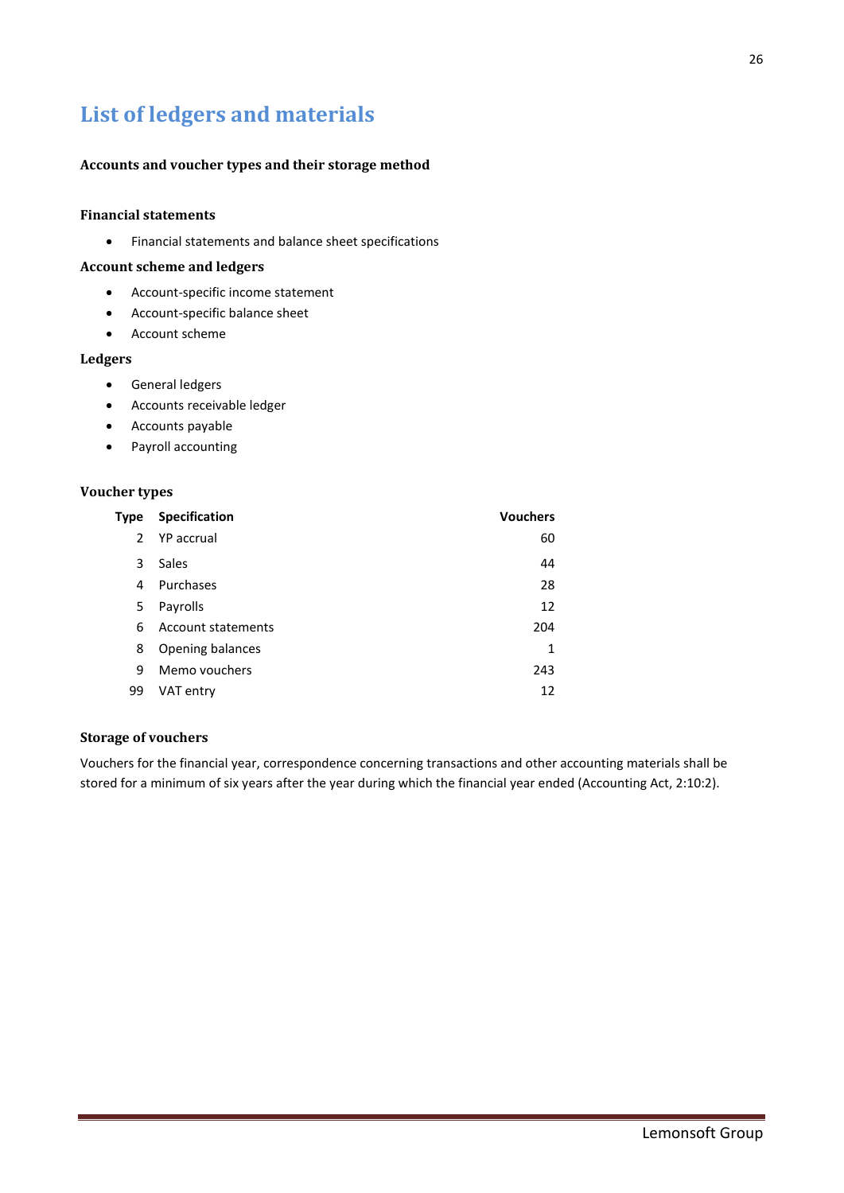# List of ledgers and materials

### Accounts and voucher types and their storage method

### Financial statements

- Financial statements and balance sheet specifications

### Account scheme and ledgers

- Account-specific income statement
- Account-specific balance sheet
- Account scheme

### Ledgers

- General ledgers
- Accounts receivable ledger
- Accounts payable
- Payroll accounting

### Voucher types

| Type | Specification | Vouchers |
|---|---|---|
| 2 | YP accrual | 60 |
| 3 | Sales | 44 |
| 4 | Purchases | 28 |
| 5 | Payrolls | 12 |
| 6 | Account statements | 204 |
| 8 | Opening balances | 1 |
| 9 | Memo vouchers | 243 |
| 99 | VAT entry | 12 |

### Storage of vouchers

Vouchers for the financial year, correspondence concerning transactions and other accounting materials shall be stored for a minimum of six years after the year during which the financial year ended (Accounting Act, 2:10:2).